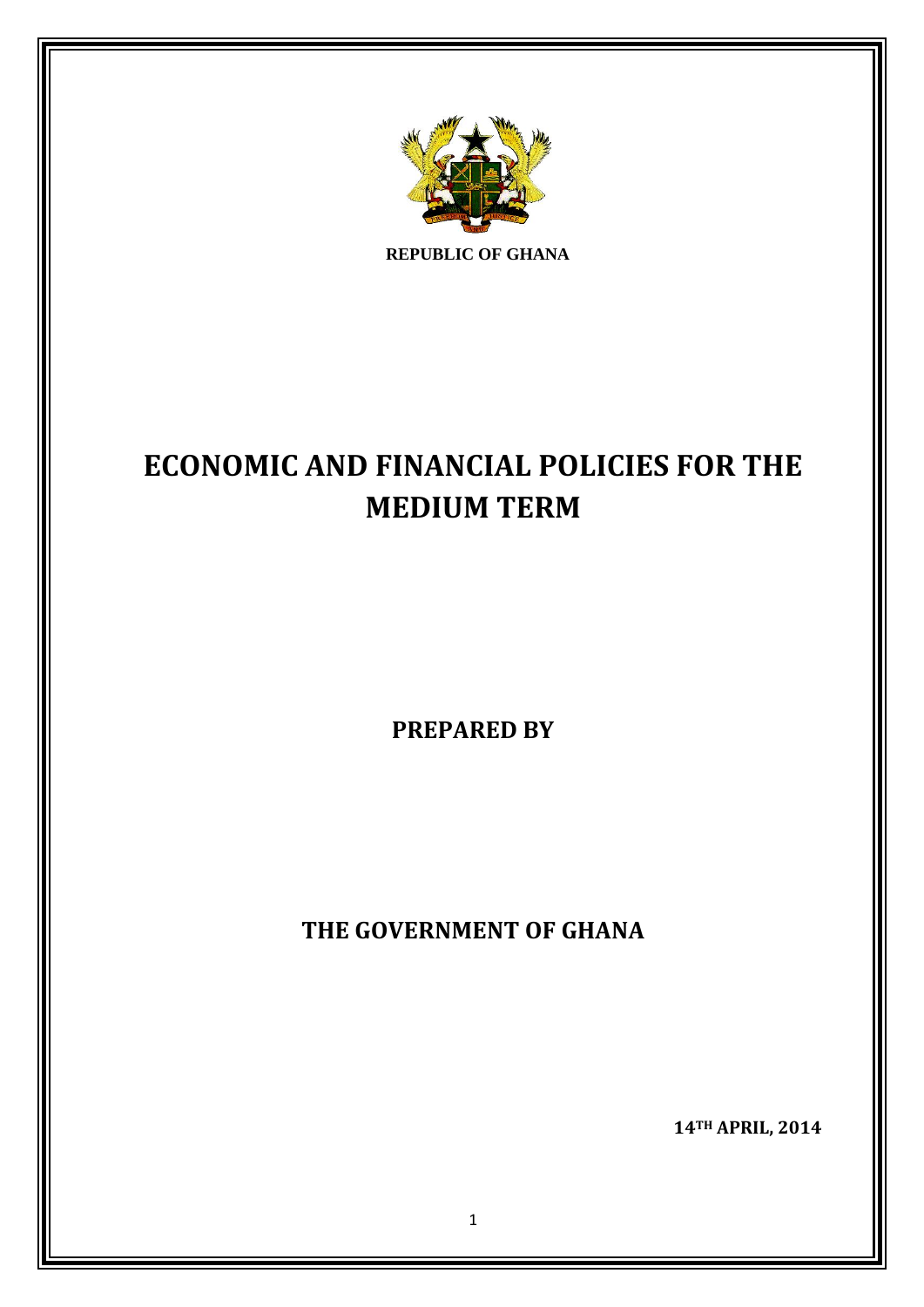**REPUBLIC OF GHANA**

# ECONOMIC AND FINANCIAL POLICIES FOR THE MEDIUM TERM

**PREPARED BY**

**THE GOVERNMENT OF GHANA**

**14TH APRIL, 2014**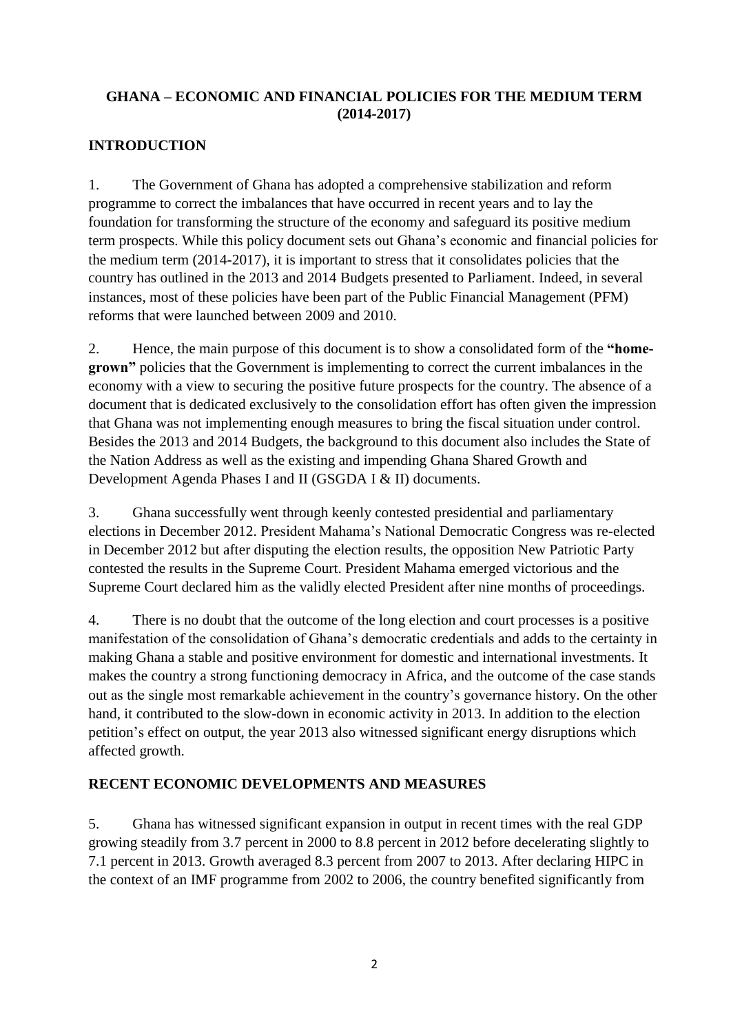# GHANA – ECONOMIC AND FINANCIAL POLICIES FOR THE MEDIUM TERM (2014-2017)

## INTRODUCTION

1. The Government of Ghana has adopted a comprehensive stabilization and reform programme to correct the imbalances that have occurred in recent years and to lay the foundation for transforming the structure of the economy and safeguard its positive medium term prospects. While this policy document sets out Ghana's economic and financial policies for the medium term (2014-2017), it is important to stress that it consolidates policies that the country has outlined in the 2013 and 2014 Budgets presented to Parliament. Indeed, in several instances, most of these policies have been part of the Public Financial Management (PFM) reforms that were launched between 2009 and 2010.

2. Hence, the main purpose of this document is to show a consolidated form of the **"home-grown"** policies that the Government is implementing to correct the current imbalances in the economy with a view to securing the positive future prospects for the country. The absence of a document that is dedicated exclusively to the consolidation effort has often given the impression that Ghana was not implementing enough measures to bring the fiscal situation under control. Besides the 2013 and 2014 Budgets, the background to this document also includes the State of the Nation Address as well as the existing and impending Ghana Shared Growth and Development Agenda Phases I and II (GSGDA I & II) documents.

3. Ghana successfully went through keenly contested presidential and parliamentary elections in December 2012. President Mahama's National Democratic Congress was re-elected in December 2012 but after disputing the election results, the opposition New Patriotic Party contested the results in the Supreme Court. President Mahama emerged victorious and the Supreme Court declared him as the validly elected President after nine months of proceedings.

4. There is no doubt that the outcome of the long election and court processes is a positive manifestation of the consolidation of Ghana's democratic credentials and adds to the certainty in making Ghana a stable and positive environment for domestic and international investments. It makes the country a strong functioning democracy in Africa, and the outcome of the case stands out as the single most remarkable achievement in the country's governance history. On the other hand, it contributed to the slow-down in economic activity in 2013. In addition to the election petition's effect on output, the year 2013 also witnessed significant energy disruptions which affected growth.

## RECENT ECONOMIC DEVELOPMENTS AND MEASURES

5. Ghana has witnessed significant expansion in output in recent times with the real GDP growing steadily from 3.7 percent in 2000 to 8.8 percent in 2012 before decelerating slightly to 7.1 percent in 2013. Growth averaged 8.3 percent from 2007 to 2013. After declaring HIPC in the context of an IMF programme from 2002 to 2006, the country benefited significantly from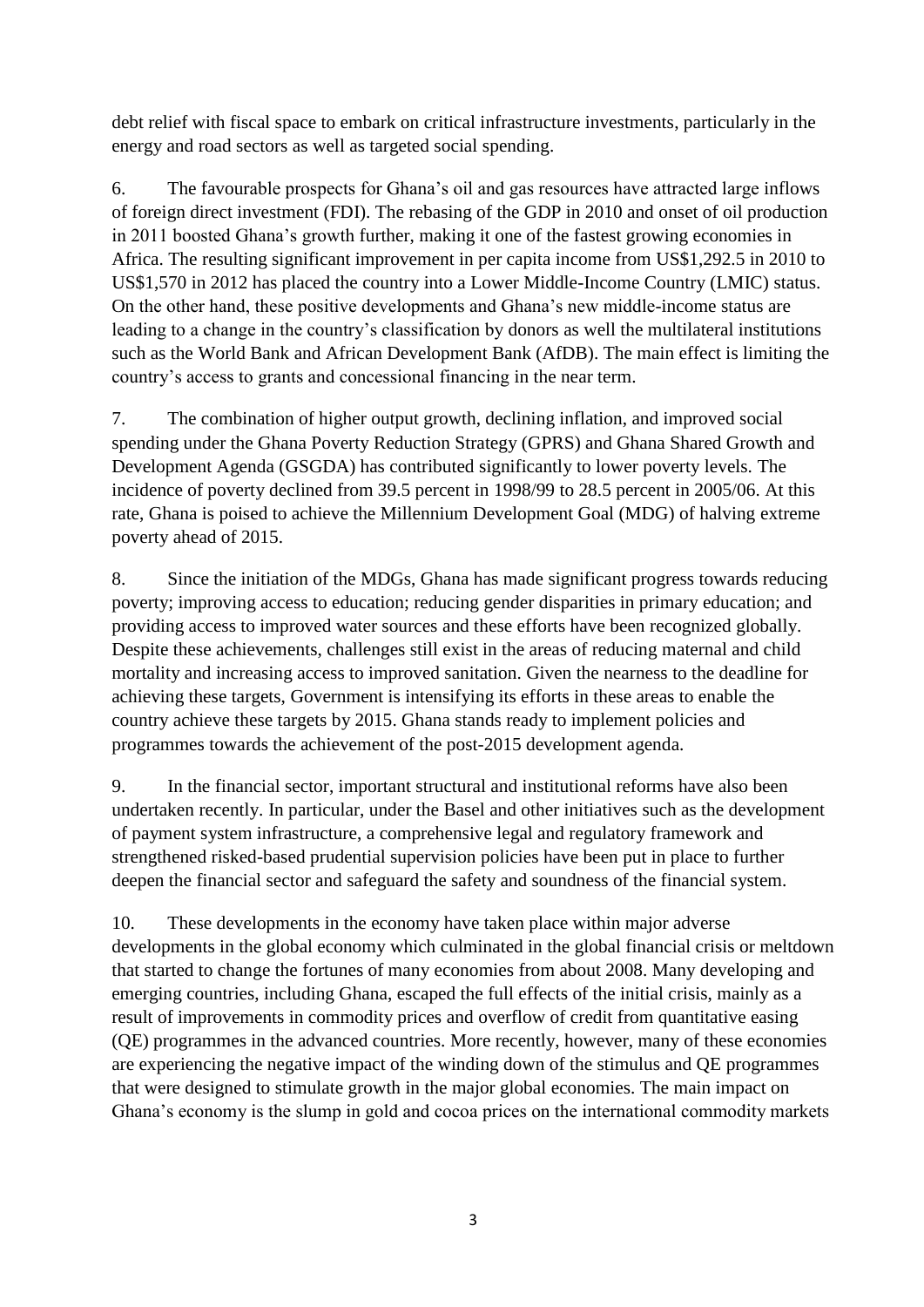debt relief with fiscal space to embark on critical infrastructure investments, particularly in the energy and road sectors as well as targeted social spending.

6. The favourable prospects for Ghana's oil and gas resources have attracted large inflows of foreign direct investment (FDI). The rebasing of the GDP in 2010 and onset of oil production in 2011 boosted Ghana's growth further, making it one of the fastest growing economies in Africa. The resulting significant improvement in per capita income from US$1,292.5 in 2010 to US$1,570 in 2012 has placed the country into a Lower Middle-Income Country (LMIC) status. On the other hand, these positive developments and Ghana's new middle-income status are leading to a change in the country's classification by donors as well the multilateral institutions such as the World Bank and African Development Bank (AfDB). The main effect is limiting the country's access to grants and concessional financing in the near term.

7. The combination of higher output growth, declining inflation, and improved social spending under the Ghana Poverty Reduction Strategy (GPRS) and Ghana Shared Growth and Development Agenda (GSGDA) has contributed significantly to lower poverty levels. The incidence of poverty declined from 39.5 percent in 1998/99 to 28.5 percent in 2005/06. At this rate, Ghana is poised to achieve the Millennium Development Goal (MDG) of halving extreme poverty ahead of 2015.

8. Since the initiation of the MDGs, Ghana has made significant progress towards reducing poverty; improving access to education; reducing gender disparities in primary education; and providing access to improved water sources and these efforts have been recognized globally. Despite these achievements, challenges still exist in the areas of reducing maternal and child mortality and increasing access to improved sanitation. Given the nearness to the deadline for achieving these targets, Government is intensifying its efforts in these areas to enable the country achieve these targets by 2015. Ghana stands ready to implement policies and programmes towards the achievement of the post-2015 development agenda.

9. In the financial sector, important structural and institutional reforms have also been undertaken recently. In particular, under the Basel and other initiatives such as the development of payment system infrastructure, a comprehensive legal and regulatory framework and strengthened risked-based prudential supervision policies have been put in place to further deepen the financial sector and safeguard the safety and soundness of the financial system.

10. These developments in the economy have taken place within major adverse developments in the global economy which culminated in the global financial crisis or meltdown that started to change the fortunes of many economies from about 2008. Many developing and emerging countries, including Ghana, escaped the full effects of the initial crisis, mainly as a result of improvements in commodity prices and overflow of credit from quantitative easing (QE) programmes in the advanced countries. More recently, however, many of these economies are experiencing the negative impact of the winding down of the stimulus and QE programmes that were designed to stimulate growth in the major global economies. The main impact on Ghana's economy is the slump in gold and cocoa prices on the international commodity markets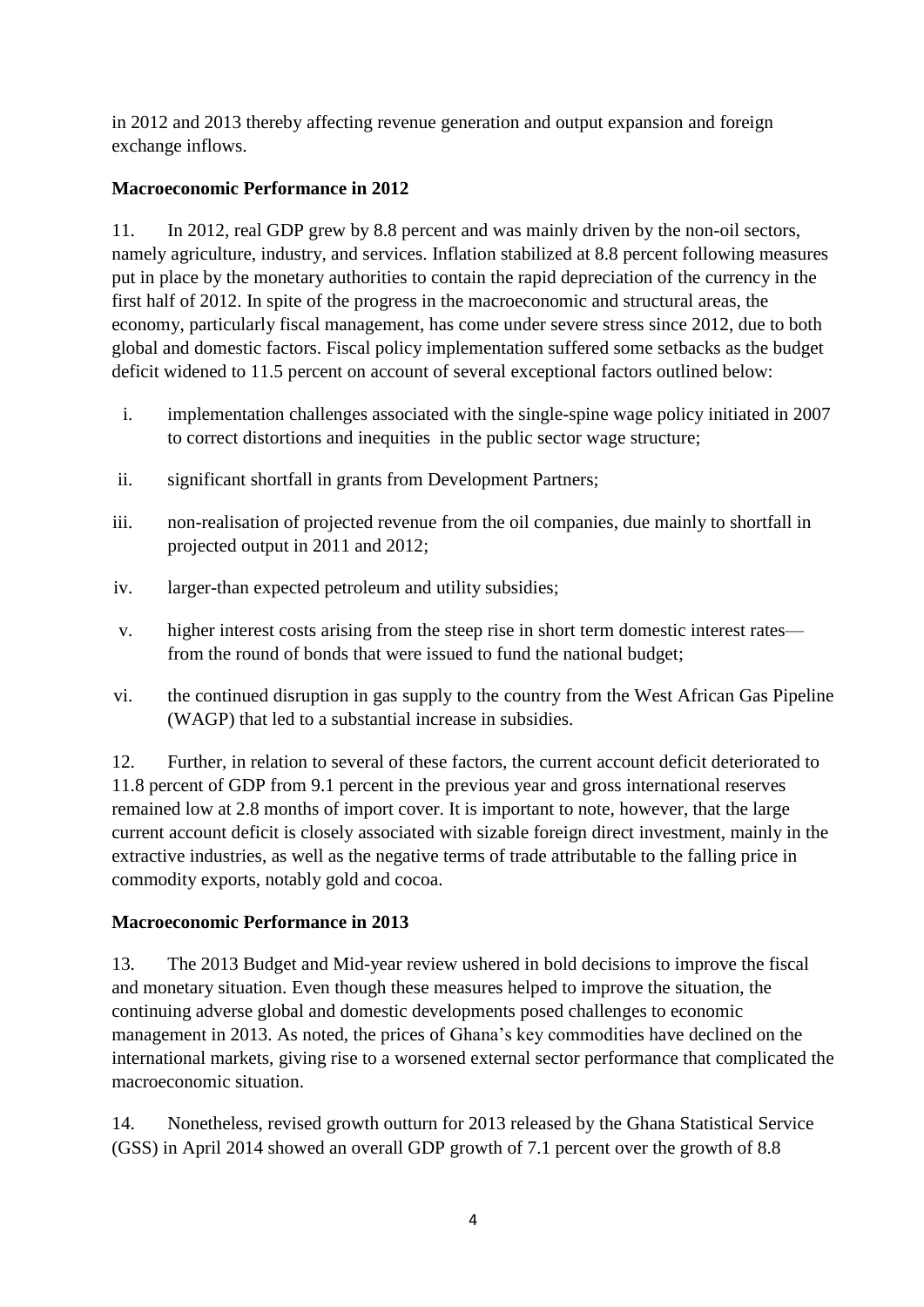in 2012 and 2013 thereby affecting revenue generation and output expansion and foreign exchange inflows.

**Macroeconomic Performance in 2012**

11. In 2012, real GDP grew by 8.8 percent and was mainly driven by the non-oil sectors, namely agriculture, industry, and services. Inflation stabilized at 8.8 percent following measures put in place by the monetary authorities to contain the rapid depreciation of the currency in the first half of 2012. In spite of the progress in the macroeconomic and structural areas, the economy, particularly fiscal management, has come under severe stress since 2012, due to both global and domestic factors. Fiscal policy implementation suffered some setbacks as the budget deficit widened to 11.5 percent on account of several exceptional factors outlined below:

i. implementation challenges associated with the single-spine wage policy initiated in 2007 to correct distortions and inequities in the public sector wage structure;

ii. significant shortfall in grants from Development Partners;

iii. non-realisation of projected revenue from the oil companies, due mainly to shortfall in projected output in 2011 and 2012;

iv. larger-than expected petroleum and utility subsidies;

v. higher interest costs arising from the steep rise in short term domestic interest rates— from the round of bonds that were issued to fund the national budget;

vi. the continued disruption in gas supply to the country from the West African Gas Pipeline (WAGP) that led to a substantial increase in subsidies.

12. Further, in relation to several of these factors, the current account deficit deteriorated to 11.8 percent of GDP from 9.1 percent in the previous year and gross international reserves remained low at 2.8 months of import cover. It is important to note, however, that the large current account deficit is closely associated with sizable foreign direct investment, mainly in the extractive industries, as well as the negative terms of trade attributable to the falling price in commodity exports, notably gold and cocoa.

**Macroeconomic Performance in 2013**

13. The 2013 Budget and Mid-year review ushered in bold decisions to improve the fiscal and monetary situation. Even though these measures helped to improve the situation, the continuing adverse global and domestic developments posed challenges to economic management in 2013. As noted, the prices of Ghana's key commodities have declined on the international markets, giving rise to a worsened external sector performance that complicated the macroeconomic situation.

14. Nonetheless, revised growth outturn for 2013 released by the Ghana Statistical Service (GSS) in April 2014 showed an overall GDP growth of 7.1 percent over the growth of 8.8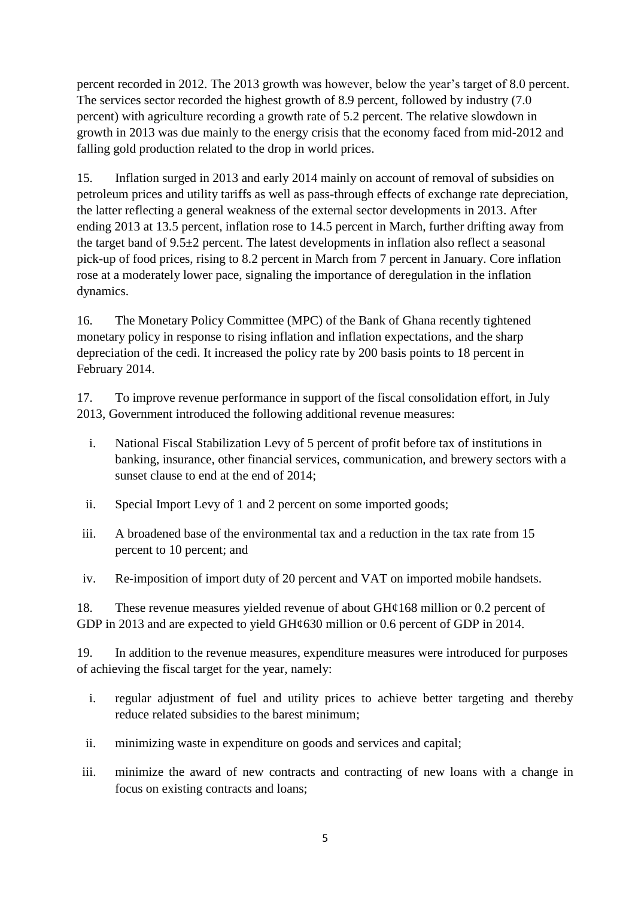percent recorded in 2012. The 2013 growth was however, below the year's target of 8.0 percent. The services sector recorded the highest growth of 8.9 percent, followed by industry (7.0 percent) with agriculture recording a growth rate of 5.2 percent. The relative slowdown in growth in 2013 was due mainly to the energy crisis that the economy faced from mid-2012 and falling gold production related to the drop in world prices.

15. Inflation surged in 2013 and early 2014 mainly on account of removal of subsidies on petroleum prices and utility tariffs as well as pass-through effects of exchange rate depreciation, the latter reflecting a general weakness of the external sector developments in 2013. After ending 2013 at 13.5 percent, inflation rose to 14.5 percent in March, further drifting away from the target band of 9.5±2 percent. The latest developments in inflation also reflect a seasonal pick-up of food prices, rising to 8.2 percent in March from 7 percent in January. Core inflation rose at a moderately lower pace, signaling the importance of deregulation in the inflation dynamics.

16. The Monetary Policy Committee (MPC) of the Bank of Ghana recently tightened monetary policy in response to rising inflation and inflation expectations, and the sharp depreciation of the cedi. It increased the policy rate by 200 basis points to 18 percent in February 2014.

17. To improve revenue performance in support of the fiscal consolidation effort, in July 2013, Government introduced the following additional revenue measures:

i. National Fiscal Stabilization Levy of 5 percent of profit before tax of institutions in banking, insurance, other financial services, communication, and brewery sectors with a sunset clause to end at the end of 2014;

ii. Special Import Levy of 1 and 2 percent on some imported goods;

iii. A broadened base of the environmental tax and a reduction in the tax rate from 15 percent to 10 percent; and

iv. Re-imposition of import duty of 20 percent and VAT on imported mobile handsets.

18. These revenue measures yielded revenue of about GH¢168 million or 0.2 percent of GDP in 2013 and are expected to yield GH¢630 million or 0.6 percent of GDP in 2014.

19. In addition to the revenue measures, expenditure measures were introduced for purposes of achieving the fiscal target for the year, namely:

i. regular adjustment of fuel and utility prices to achieve better targeting and thereby reduce related subsidies to the barest minimum;

ii. minimizing waste in expenditure on goods and services and capital;

iii. minimize the award of new contracts and contracting of new loans with a change in focus on existing contracts and loans;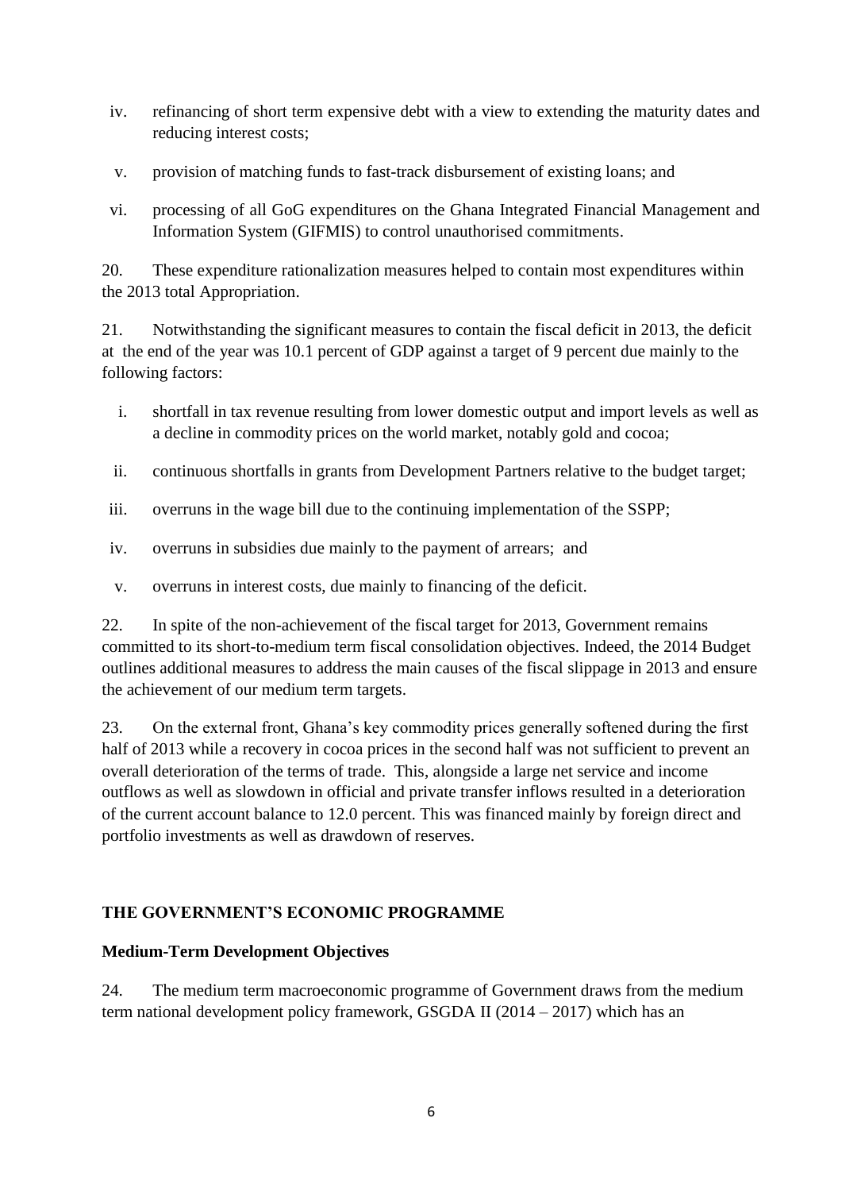iv. refinancing of short term expensive debt with a view to extending the maturity dates and reducing interest costs;

v. provision of matching funds to fast-track disbursement of existing loans; and

vi. processing of all GoG expenditures on the Ghana Integrated Financial Management and Information System (GIFMIS) to control unauthorised commitments.

20. These expenditure rationalization measures helped to contain most expenditures within the 2013 total Appropriation.

21. Notwithstanding the significant measures to contain the fiscal deficit in 2013, the deficit at the end of the year was 10.1 percent of GDP against a target of 9 percent due mainly to the following factors:

i. shortfall in tax revenue resulting from lower domestic output and import levels as well as a decline in commodity prices on the world market, notably gold and cocoa;

ii. continuous shortfalls in grants from Development Partners relative to the budget target;

iii. overruns in the wage bill due to the continuing implementation of the SSPP;

iv. overruns in subsidies due mainly to the payment of arrears; and

v. overruns in interest costs, due mainly to financing of the deficit.

22. In spite of the non-achievement of the fiscal target for 2013, Government remains committed to its short-to-medium term fiscal consolidation objectives. Indeed, the 2014 Budget outlines additional measures to address the main causes of the fiscal slippage in 2013 and ensure the achievement of our medium term targets.

23. On the external front, Ghana's key commodity prices generally softened during the first half of 2013 while a recovery in cocoa prices in the second half was not sufficient to prevent an overall deterioration of the terms of trade. This, alongside a large net service and income outflows as well as slowdown in official and private transfer inflows resulted in a deterioration of the current account balance to 12.0 percent. This was financed mainly by foreign direct and portfolio investments as well as drawdown of reserves.

## THE GOVERNMENT'S ECONOMIC PROGRAMME

### Medium-Term Development Objectives

24. The medium term macroeconomic programme of Government draws from the medium term national development policy framework, GSGDA II (2014 – 2017) which has an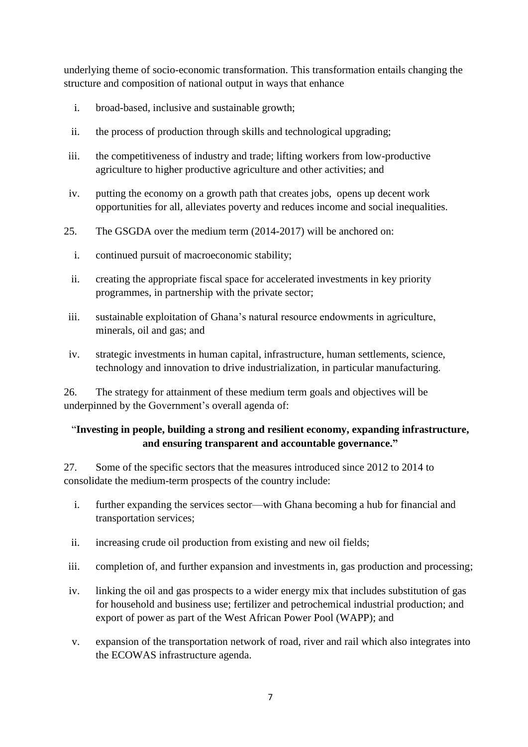underlying theme of socio-economic transformation. This transformation entails changing the structure and composition of national output in ways that enhance

i. broad-based, inclusive and sustainable growth;

ii. the process of production through skills and technological upgrading;

iii. the competitiveness of industry and trade; lifting workers from low-productive agriculture to higher productive agriculture and other activities; and

iv. putting the economy on a growth path that creates jobs, opens up decent work opportunities for all, alleviates poverty and reduces income and social inequalities.

25. The GSGDA over the medium term (2014-2017) will be anchored on:

i. continued pursuit of macroeconomic stability;

ii. creating the appropriate fiscal space for accelerated investments in key priority programmes, in partnership with the private sector;

iii. sustainable exploitation of Ghana's natural resource endowments in agriculture, minerals, oil and gas; and

iv. strategic investments in human capital, infrastructure, human settlements, science, technology and innovation to drive industrialization, in particular manufacturing.

26. The strategy for attainment of these medium term goals and objectives will be underpinned by the Government's overall agenda of:

"**Investing in people, building a strong and resilient economy, expanding infrastructure, and ensuring transparent and accountable governance.**"

27. Some of the specific sectors that the measures introduced since 2012 to 2014 to consolidate the medium-term prospects of the country include:

i. further expanding the services sector—with Ghana becoming a hub for financial and transportation services;

ii. increasing crude oil production from existing and new oil fields;

iii. completion of, and further expansion and investments in, gas production and processing;

iv. linking the oil and gas prospects to a wider energy mix that includes substitution of gas for household and business use; fertilizer and petrochemical industrial production; and export of power as part of the West African Power Pool (WAPP); and

v. expansion of the transportation network of road, river and rail which also integrates into the ECOWAS infrastructure agenda.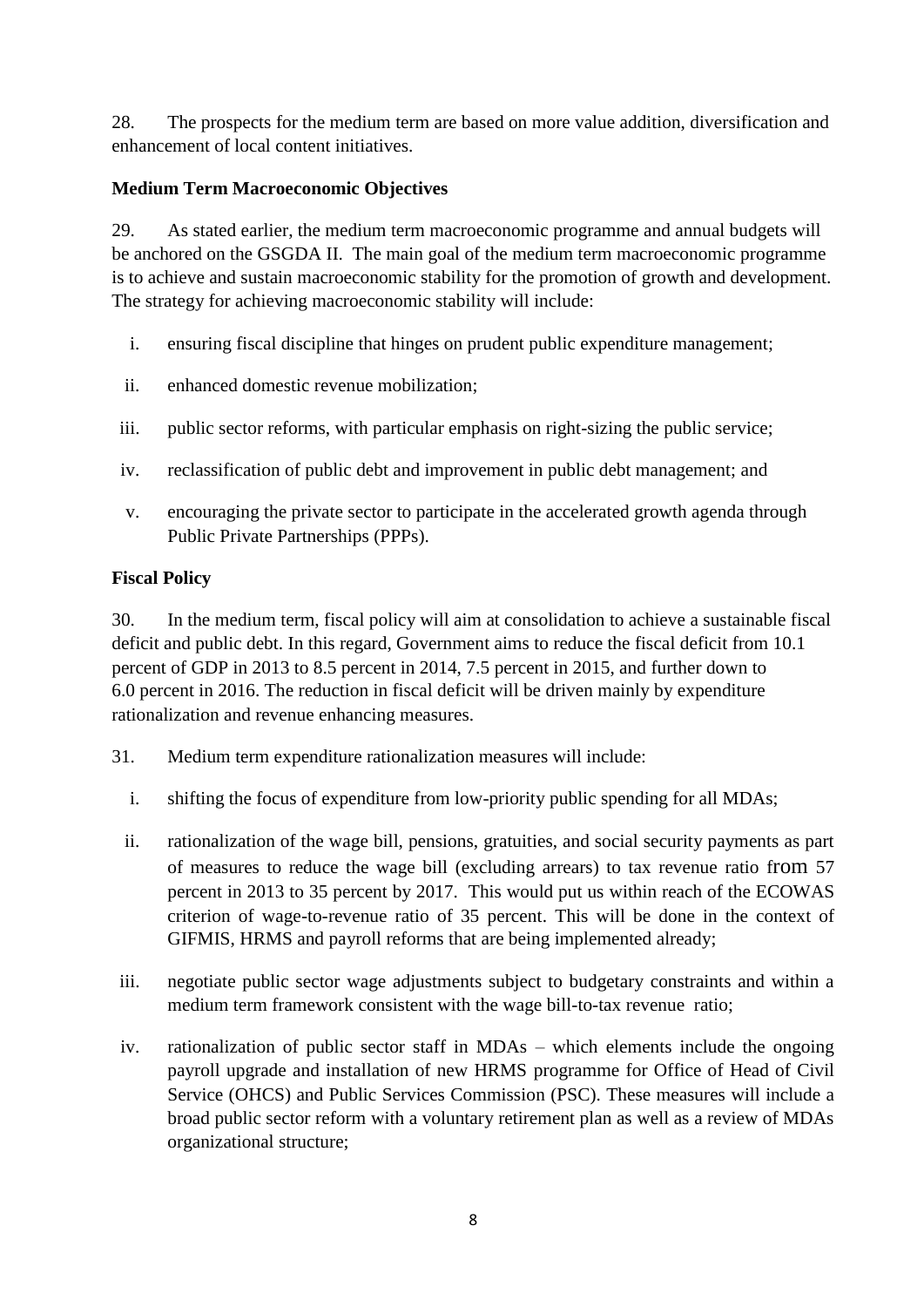28. The prospects for the medium term are based on more value addition, diversification and enhancement of local content initiatives.

**Medium Term Macroeconomic Objectives**

29. As stated earlier, the medium term macroeconomic programme and annual budgets will be anchored on the GSGDA II. The main goal of the medium term macroeconomic programme is to achieve and sustain macroeconomic stability for the promotion of growth and development. The strategy for achieving macroeconomic stability will include:

i. ensuring fiscal discipline that hinges on prudent public expenditure management;

ii. enhanced domestic revenue mobilization;

iii. public sector reforms, with particular emphasis on right-sizing the public service;

iv. reclassification of public debt and improvement in public debt management; and

v. encouraging the private sector to participate in the accelerated growth agenda through Public Private Partnerships (PPPs).

**Fiscal Policy**

30. In the medium term, fiscal policy will aim at consolidation to achieve a sustainable fiscal deficit and public debt. In this regard, Government aims to reduce the fiscal deficit from 10.1 percent of GDP in 2013 to 8.5 percent in 2014, 7.5 percent in 2015, and further down to 6.0 percent in 2016. The reduction in fiscal deficit will be driven mainly by expenditure rationalization and revenue enhancing measures.

31. Medium term expenditure rationalization measures will include:

i. shifting the focus of expenditure from low-priority public spending for all MDAs;

ii. rationalization of the wage bill, pensions, gratuities, and social security payments as part of measures to reduce the wage bill (excluding arrears) to tax revenue ratio from 57 percent in 2013 to 35 percent by 2017. This would put us within reach of the ECOWAS criterion of wage-to-revenue ratio of 35 percent. This will be done in the context of GIFMIS, HRMS and payroll reforms that are being implemented already;

iii. negotiate public sector wage adjustments subject to budgetary constraints and within a medium term framework consistent with the wage bill-to-tax revenue ratio;

iv. rationalization of public sector staff in MDAs – which elements include the ongoing payroll upgrade and installation of new HRMS programme for Office of Head of Civil Service (OHCS) and Public Services Commission (PSC). These measures will include a broad public sector reform with a voluntary retirement plan as well as a review of MDAs organizational structure;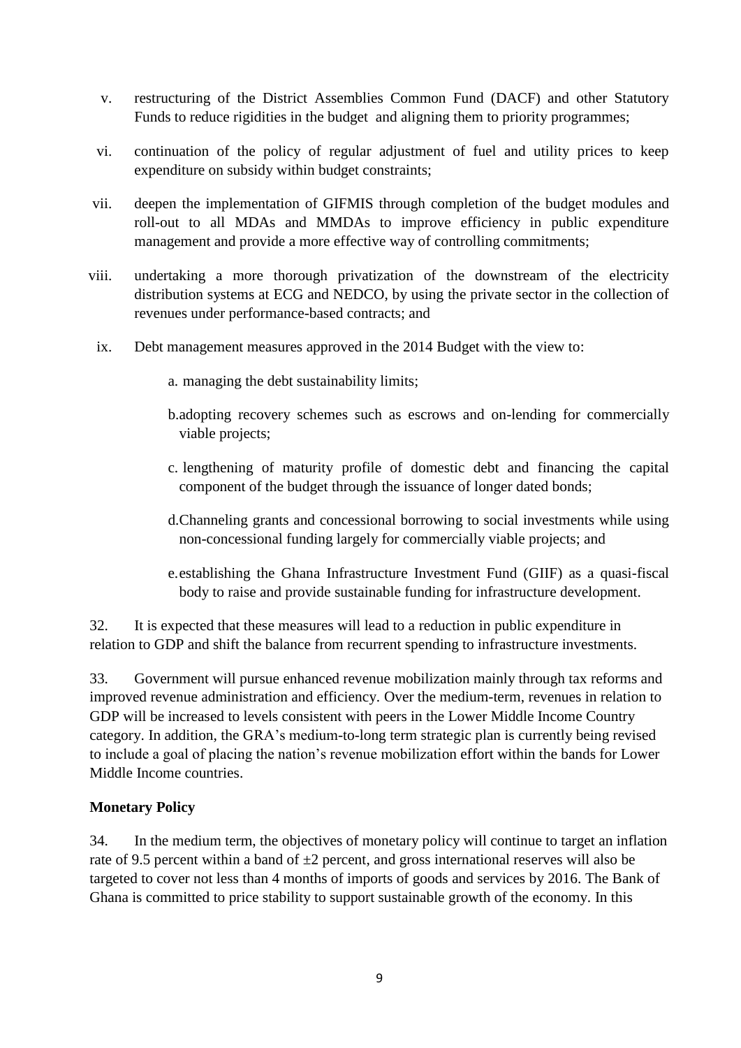v. restructuring of the District Assemblies Common Fund (DACF) and other Statutory Funds to reduce rigidities in the budget and aligning them to priority programmes;

vi. continuation of the policy of regular adjustment of fuel and utility prices to keep expenditure on subsidy within budget constraints;

vii. deepen the implementation of GIFMIS through completion of the budget modules and roll-out to all MDAs and MMDAs to improve efficiency in public expenditure management and provide a more effective way of controlling commitments;

viii. undertaking a more thorough privatization of the downstream of the electricity distribution systems at ECG and NEDCO, by using the private sector in the collection of revenues under performance-based contracts; and

ix. Debt management measures approved in the 2014 Budget with the view to:

   a. managing the debt sustainability limits;

   b. adopting recovery schemes such as escrows and on-lending for commercially viable projects;

   c. lengthening of maturity profile of domestic debt and financing the capital component of the budget through the issuance of longer dated bonds;

   d. Channeling grants and concessional borrowing to social investments while using non-concessional funding largely for commercially viable projects; and

   e. establishing the Ghana Infrastructure Investment Fund (GIIF) as a quasi-fiscal body to raise and provide sustainable funding for infrastructure development.

32. It is expected that these measures will lead to a reduction in public expenditure in relation to GDP and shift the balance from recurrent spending to infrastructure investments.

33. Government will pursue enhanced revenue mobilization mainly through tax reforms and improved revenue administration and efficiency. Over the medium-term, revenues in relation to GDP will be increased to levels consistent with peers in the Lower Middle Income Country category. In addition, the GRA's medium-to-long term strategic plan is currently being revised to include a goal of placing the nation's revenue mobilization effort within the bands for Lower Middle Income countries.

**Monetary Policy**

34. In the medium term, the objectives of monetary policy will continue to target an inflation rate of 9.5 percent within a band of ±2 percent, and gross international reserves will also be targeted to cover not less than 4 months of imports of goods and services by 2016. The Bank of Ghana is committed to price stability to support sustainable growth of the economy. In this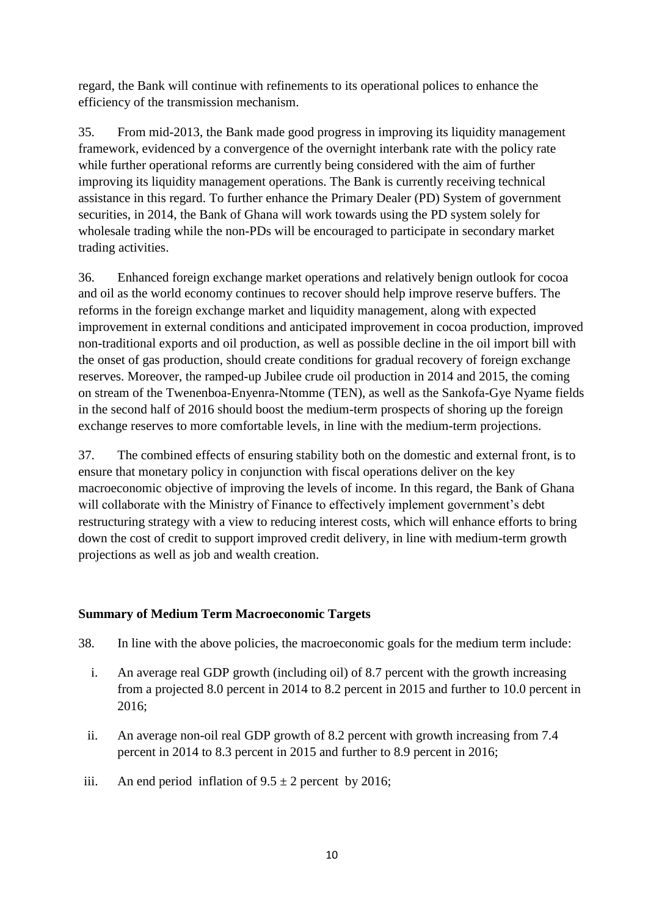regard, the Bank will continue with refinements to its operational polices to enhance the efficiency of the transmission mechanism.

35. From mid-2013, the Bank made good progress in improving its liquidity management framework, evidenced by a convergence of the overnight interbank rate with the policy rate while further operational reforms are currently being considered with the aim of further improving its liquidity management operations. The Bank is currently receiving technical assistance in this regard. To further enhance the Primary Dealer (PD) System of government securities, in 2014, the Bank of Ghana will work towards using the PD system solely for wholesale trading while the non-PDs will be encouraged to participate in secondary market trading activities.

36. Enhanced foreign exchange market operations and relatively benign outlook for cocoa and oil as the world economy continues to recover should help improve reserve buffers. The reforms in the foreign exchange market and liquidity management, along with expected improvement in external conditions and anticipated improvement in cocoa production, improved non-traditional exports and oil production, as well as possible decline in the oil import bill with the onset of gas production, should create conditions for gradual recovery of foreign exchange reserves. Moreover, the ramped-up Jubilee crude oil production in 2014 and 2015, the coming on stream of the Twenenboa-Enyenra-Ntomme (TEN), as well as the Sankofa-Gye Nyame fields in the second half of 2016 should boost the medium-term prospects of shoring up the foreign exchange reserves to more comfortable levels, in line with the medium-term projections.

37. The combined effects of ensuring stability both on the domestic and external front, is to ensure that monetary policy in conjunction with fiscal operations deliver on the key macroeconomic objective of improving the levels of income. In this regard, the Bank of Ghana will collaborate with the Ministry of Finance to effectively implement government's debt restructuring strategy with a view to reducing interest costs, which will enhance efforts to bring down the cost of credit to support improved credit delivery, in line with medium-term growth projections as well as job and wealth creation.

**Summary of Medium Term Macroeconomic Targets**

38. In line with the above policies, the macroeconomic goals for the medium term include:

i. An average real GDP growth (including oil) of 8.7 percent with the growth increasing from a projected 8.0 percent in 2014 to 8.2 percent in 2015 and further to 10.0 percent in 2016;

ii. An average non-oil real GDP growth of 8.2 percent with growth increasing from 7.4 percent in 2014 to 8.3 percent in 2015 and further to 8.9 percent in 2016;

iii. An end period inflation of $9.5 \pm 2$ percent by 2016;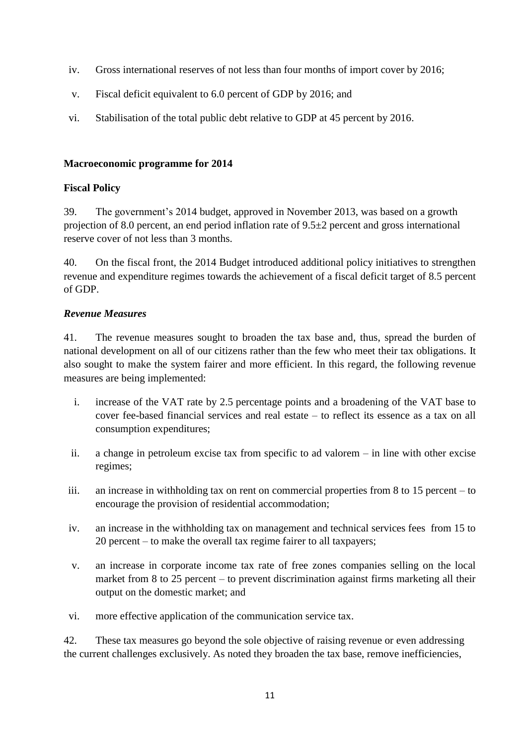iv. Gross international reserves of not less than four months of import cover by 2016;

v. Fiscal deficit equivalent to 6.0 percent of GDP by 2016; and

vi. Stabilisation of the total public debt relative to GDP at 45 percent by 2016.

**Macroeconomic programme for 2014**

**Fiscal Policy**

39. The government's 2014 budget, approved in November 2013, was based on a growth projection of 8.0 percent, an end period inflation rate of 9.5±2 percent and gross international reserve cover of not less than 3 months.

40. On the fiscal front, the 2014 Budget introduced additional policy initiatives to strengthen revenue and expenditure regimes towards the achievement of a fiscal deficit target of 8.5 percent of GDP.

***Revenue Measures***

41. The revenue measures sought to broaden the tax base and, thus, spread the burden of national development on all of our citizens rather than the few who meet their tax obligations. It also sought to make the system fairer and more efficient. In this regard, the following revenue measures are being implemented:

i. increase of the VAT rate by 2.5 percentage points and a broadening of the VAT base to cover fee-based financial services and real estate – to reflect its essence as a tax on all consumption expenditures;

ii. a change in petroleum excise tax from specific to ad valorem – in line with other excise regimes;

iii. an increase in withholding tax on rent on commercial properties from 8 to 15 percent – to encourage the provision of residential accommodation;

iv. an increase in the withholding tax on management and technical services fees from 15 to 20 percent – to make the overall tax regime fairer to all taxpayers;

v. an increase in corporate income tax rate of free zones companies selling on the local market from 8 to 25 percent – to prevent discrimination against firms marketing all their output on the domestic market; and

vi. more effective application of the communication service tax.

42. These tax measures go beyond the sole objective of raising revenue or even addressing the current challenges exclusively. As noted they broaden the tax base, remove inefficiencies,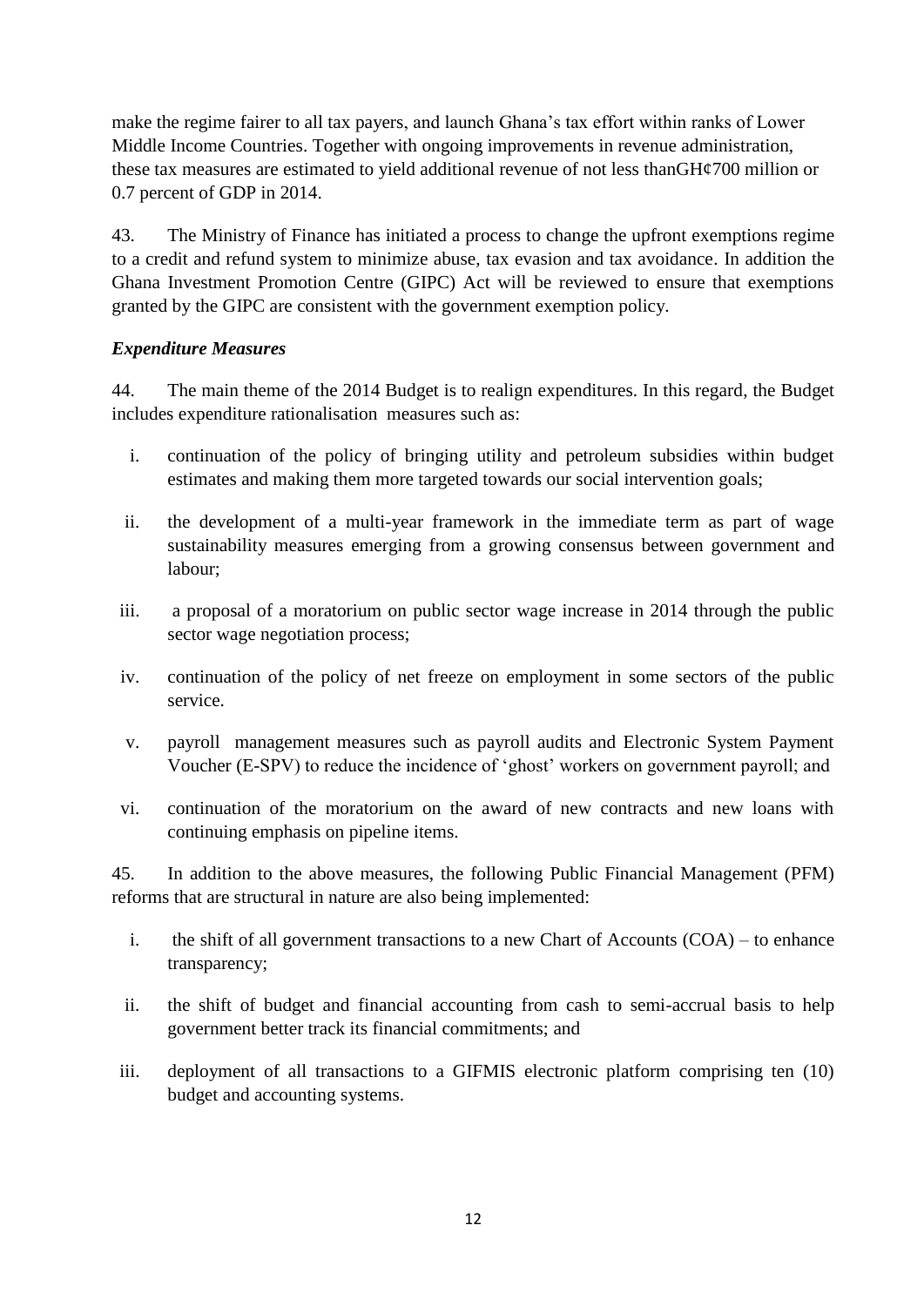make the regime fairer to all tax payers, and launch Ghana's tax effort within ranks of Lower Middle Income Countries. Together with ongoing improvements in revenue administration, these tax measures are estimated to yield additional revenue of not less thanGH¢700 million or 0.7 percent of GDP in 2014.

43. The Ministry of Finance has initiated a process to change the upfront exemptions regime to a credit and refund system to minimize abuse, tax evasion and tax avoidance. In addition the Ghana Investment Promotion Centre (GIPC) Act will be reviewed to ensure that exemptions granted by the GIPC are consistent with the government exemption policy.

***Expenditure Measures***

44. The main theme of the 2014 Budget is to realign expenditures. In this regard, the Budget includes expenditure rationalisation measures such as:

i. continuation of the policy of bringing utility and petroleum subsidies within budget estimates and making them more targeted towards our social intervention goals;

ii. the development of a multi-year framework in the immediate term as part of wage sustainability measures emerging from a growing consensus between government and labour;

iii. a proposal of a moratorium on public sector wage increase in 2014 through the public sector wage negotiation process;

iv. continuation of the policy of net freeze on employment in some sectors of the public service.

v. payroll management measures such as payroll audits and Electronic System Payment Voucher (E-SPV) to reduce the incidence of 'ghost' workers on government payroll; and

vi. continuation of the moratorium on the award of new contracts and new loans with continuing emphasis on pipeline items.

45. In addition to the above measures, the following Public Financial Management (PFM) reforms that are structural in nature are also being implemented:

i. the shift of all government transactions to a new Chart of Accounts (COA) – to enhance transparency;

ii. the shift of budget and financial accounting from cash to semi-accrual basis to help government better track its financial commitments; and

iii. deployment of all transactions to a GIFMIS electronic platform comprising ten (10) budget and accounting systems.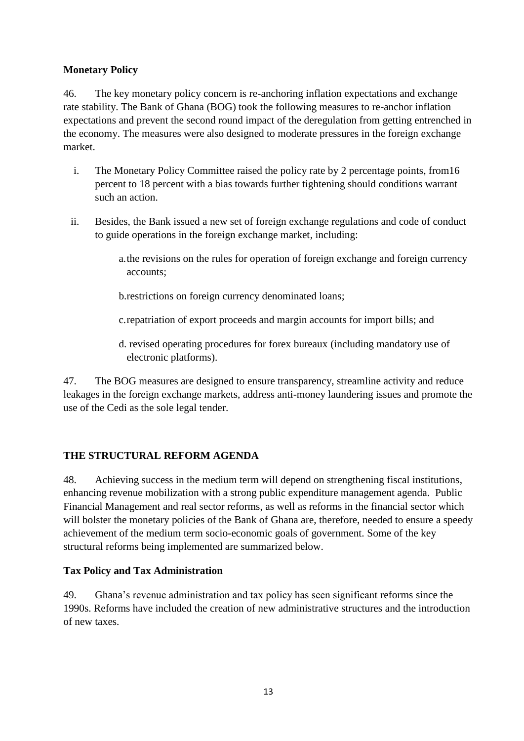### Monetary Policy

46. The key monetary policy concern is re-anchoring inflation expectations and exchange rate stability. The Bank of Ghana (BOG) took the following measures to re-anchor inflation expectations and prevent the second round impact of the deregulation from getting entrenched in the economy. The measures were also designed to moderate pressures in the foreign exchange market.

i. The Monetary Policy Committee raised the policy rate by 2 percentage points, from16 percent to 18 percent with a bias towards further tightening should conditions warrant such an action.

ii. Besides, the Bank issued a new set of foreign exchange regulations and code of conduct to guide operations in the foreign exchange market, including:

   a. the revisions on the rules for operation of foreign exchange and foreign currency accounts;

   b. restrictions on foreign currency denominated loans;

   c. repatriation of export proceeds and margin accounts for import bills; and

   d. revised operating procedures for forex bureaux (including mandatory use of electronic platforms).

47. The BOG measures are designed to ensure transparency, streamline activity and reduce leakages in the foreign exchange markets, address anti-money laundering issues and promote the use of the Cedi as the sole legal tender.

## THE STRUCTURAL REFORM AGENDA

48. Achieving success in the medium term will depend on strengthening fiscal institutions, enhancing revenue mobilization with a strong public expenditure management agenda. Public Financial Management and real sector reforms, as well as reforms in the financial sector which will bolster the monetary policies of the Bank of Ghana are, therefore, needed to ensure a speedy achievement of the medium term socio-economic goals of government. Some of the key structural reforms being implemented are summarized below.

### Tax Policy and Tax Administration

49. Ghana's revenue administration and tax policy has seen significant reforms since the 1990s. Reforms have included the creation of new administrative structures and the introduction of new taxes.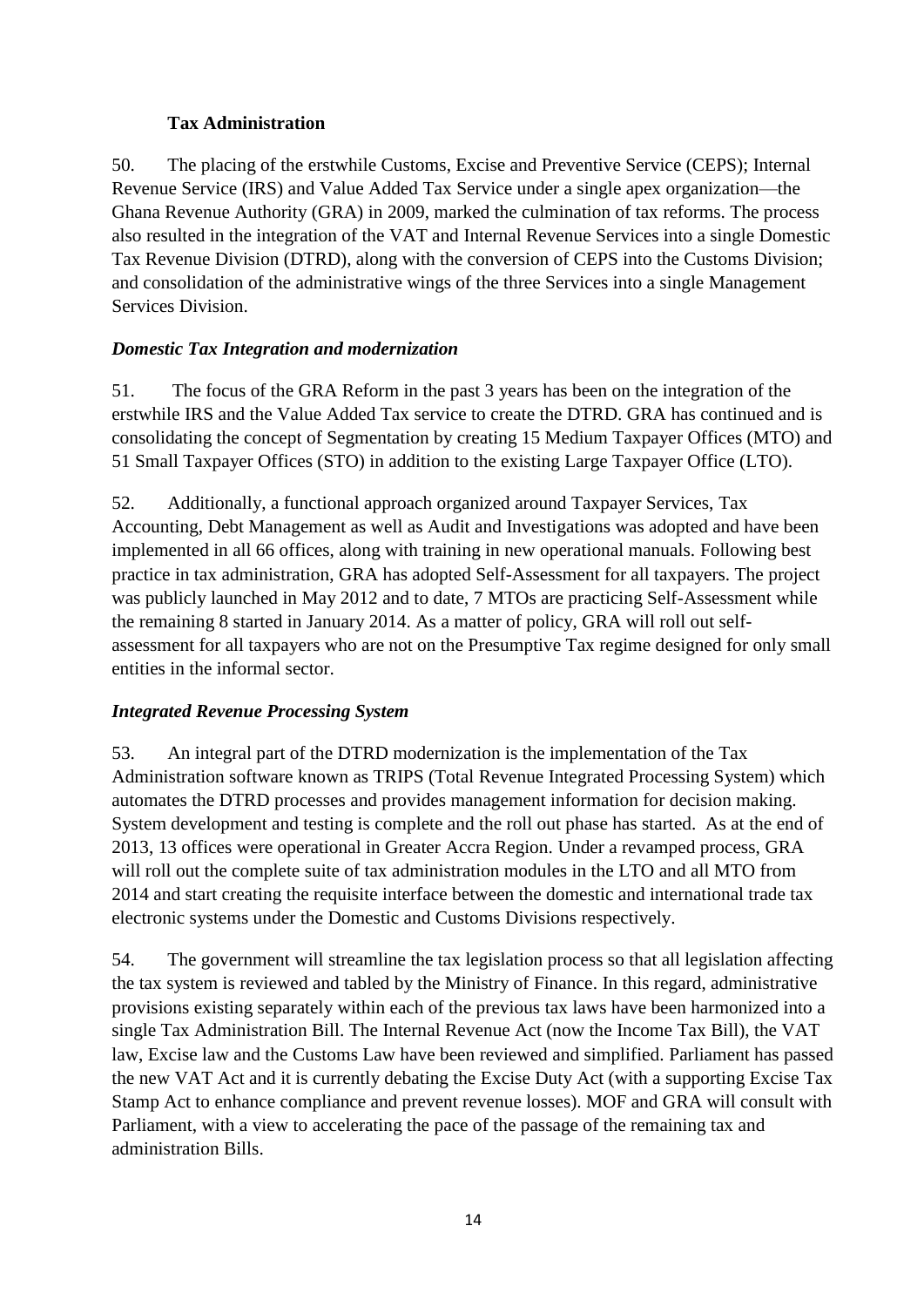## Tax Administration

50. The placing of the erstwhile Customs, Excise and Preventive Service (CEPS); Internal Revenue Service (IRS) and Value Added Tax Service under a single apex organization—the Ghana Revenue Authority (GRA) in 2009, marked the culmination of tax reforms. The process also resulted in the integration of the VAT and Internal Revenue Services into a single Domestic Tax Revenue Division (DTRD), along with the conversion of CEPS into the Customs Division; and consolidation of the administrative wings of the three Services into a single Management Services Division.

### *Domestic Tax Integration and modernization*

51. The focus of the GRA Reform in the past 3 years has been on the integration of the erstwhile IRS and the Value Added Tax service to create the DTRD. GRA has continued and is consolidating the concept of Segmentation by creating 15 Medium Taxpayer Offices (MTO) and 51 Small Taxpayer Offices (STO) in addition to the existing Large Taxpayer Office (LTO).

52. Additionally, a functional approach organized around Taxpayer Services, Tax Accounting, Debt Management as well as Audit and Investigations was adopted and have been implemented in all 66 offices, along with training in new operational manuals. Following best practice in tax administration, GRA has adopted Self-Assessment for all taxpayers. The project was publicly launched in May 2012 and to date, 7 MTOs are practicing Self-Assessment while the remaining 8 started in January 2014. As a matter of policy, GRA will roll out self-assessment for all taxpayers who are not on the Presumptive Tax regime designed for only small entities in the informal sector.

### *Integrated Revenue Processing System*

53. An integral part of the DTRD modernization is the implementation of the Tax Administration software known as TRIPS (Total Revenue Integrated Processing System) which automates the DTRD processes and provides management information for decision making. System development and testing is complete and the roll out phase has started. As at the end of 2013, 13 offices were operational in Greater Accra Region. Under a revamped process, GRA will roll out the complete suite of tax administration modules in the LTO and all MTO from 2014 and start creating the requisite interface between the domestic and international trade tax electronic systems under the Domestic and Customs Divisions respectively.

54. The government will streamline the tax legislation process so that all legislation affecting the tax system is reviewed and tabled by the Ministry of Finance. In this regard, administrative provisions existing separately within each of the previous tax laws have been harmonized into a single Tax Administration Bill. The Internal Revenue Act (now the Income Tax Bill), the VAT law, Excise law and the Customs Law have been reviewed and simplified. Parliament has passed the new VAT Act and it is currently debating the Excise Duty Act (with a supporting Excise Tax Stamp Act to enhance compliance and prevent revenue losses). MOF and GRA will consult with Parliament, with a view to accelerating the pace of the passage of the remaining tax and administration Bills.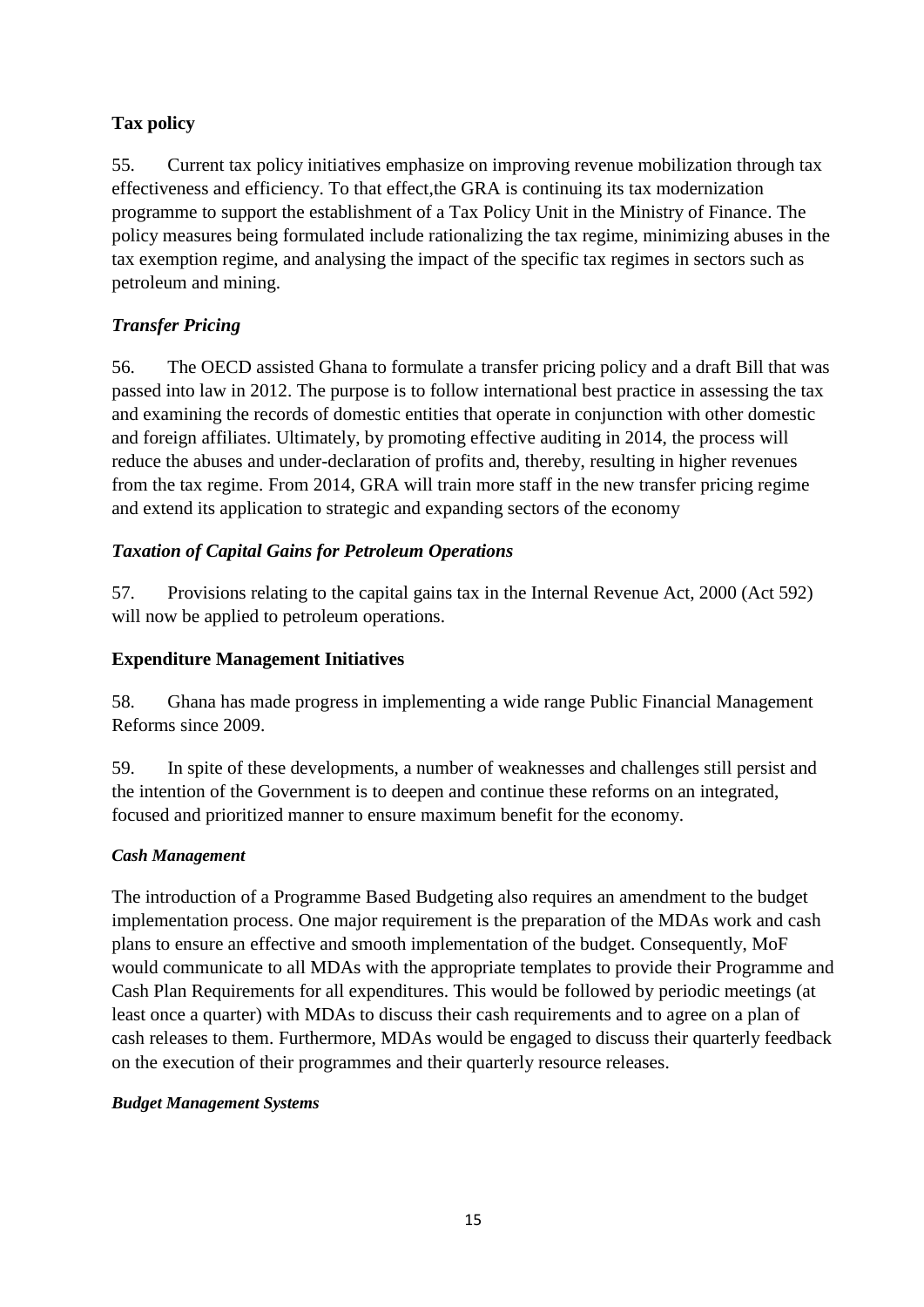## Tax policy

55. Current tax policy initiatives emphasize on improving revenue mobilization through tax effectiveness and efficiency. To that effect,the GRA is continuing its tax modernization programme to support the establishment of a Tax Policy Unit in the Ministry of Finance. The policy measures being formulated include rationalizing the tax regime, minimizing abuses in the tax exemption regime, and analysing the impact of the specific tax regimes in sectors such as petroleum and mining.

### *Transfer Pricing*

56. The OECD assisted Ghana to formulate a transfer pricing policy and a draft Bill that was passed into law in 2012. The purpose is to follow international best practice in assessing the tax and examining the records of domestic entities that operate in conjunction with other domestic and foreign affiliates. Ultimately, by promoting effective auditing in 2014, the process will reduce the abuses and under-declaration of profits and, thereby, resulting in higher revenues from the tax regime. From 2014, GRA will train more staff in the new transfer pricing regime and extend its application to strategic and expanding sectors of the economy

### *Taxation of Capital Gains for Petroleum Operations*

57. Provisions relating to the capital gains tax in the Internal Revenue Act, 2000 (Act 592) will now be applied to petroleum operations.

## Expenditure Management Initiatives

58. Ghana has made progress in implementing a wide range Public Financial Management Reforms since 2009.

59. In spite of these developments, a number of weaknesses and challenges still persist and the intention of the Government is to deepen and continue these reforms on an integrated, focused and prioritized manner to ensure maximum benefit for the economy.

#### *Cash Management*

The introduction of a Programme Based Budgeting also requires an amendment to the budget implementation process. One major requirement is the preparation of the MDAs work and cash plans to ensure an effective and smooth implementation of the budget. Consequently, MoF would communicate to all MDAs with the appropriate templates to provide their Programme and Cash Plan Requirements for all expenditures. This would be followed by periodic meetings (at least once a quarter) with MDAs to discuss their cash requirements and to agree on a plan of cash releases to them. Furthermore, MDAs would be engaged to discuss their quarterly feedback on the execution of their programmes and their quarterly resource releases.

#### *Budget Management Systems*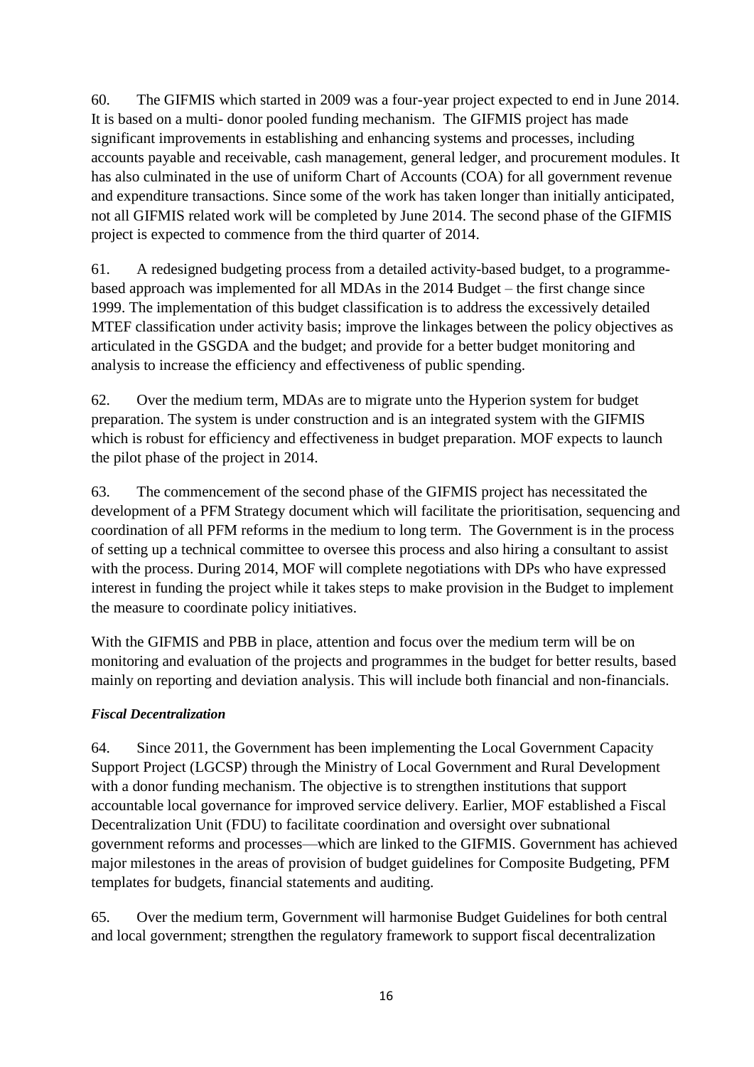60. The GIFMIS which started in 2009 was a four-year project expected to end in June 2014. It is based on a multi- donor pooled funding mechanism. The GIFMIS project has made significant improvements in establishing and enhancing systems and processes, including accounts payable and receivable, cash management, general ledger, and procurement modules. It has also culminated in the use of uniform Chart of Accounts (COA) for all government revenue and expenditure transactions. Since some of the work has taken longer than initially anticipated, not all GIFMIS related work will be completed by June 2014. The second phase of the GIFMIS project is expected to commence from the third quarter of 2014.

61. A redesigned budgeting process from a detailed activity-based budget, to a programme-based approach was implemented for all MDAs in the 2014 Budget – the first change since 1999. The implementation of this budget classification is to address the excessively detailed MTEF classification under activity basis; improve the linkages between the policy objectives as articulated in the GSGDA and the budget; and provide for a better budget monitoring and analysis to increase the efficiency and effectiveness of public spending.

62. Over the medium term, MDAs are to migrate unto the Hyperion system for budget preparation. The system is under construction and is an integrated system with the GIFMIS which is robust for efficiency and effectiveness in budget preparation. MOF expects to launch the pilot phase of the project in 2014.

63. The commencement of the second phase of the GIFMIS project has necessitated the development of a PFM Strategy document which will facilitate the prioritisation, sequencing and coordination of all PFM reforms in the medium to long term. The Government is in the process of setting up a technical committee to oversee this process and also hiring a consultant to assist with the process. During 2014, MOF will complete negotiations with DPs who have expressed interest in funding the project while it takes steps to make provision in the Budget to implement the measure to coordinate policy initiatives.

With the GIFMIS and PBB in place, attention and focus over the medium term will be on monitoring and evaluation of the projects and programmes in the budget for better results, based mainly on reporting and deviation analysis. This will include both financial and non-financials.

***Fiscal Decentralization***

64. Since 2011, the Government has been implementing the Local Government Capacity Support Project (LGCSP) through the Ministry of Local Government and Rural Development with a donor funding mechanism. The objective is to strengthen institutions that support accountable local governance for improved service delivery. Earlier, MOF established a Fiscal Decentralization Unit (FDU) to facilitate coordination and oversight over subnational government reforms and processes—which are linked to the GIFMIS. Government has achieved major milestones in the areas of provision of budget guidelines for Composite Budgeting, PFM templates for budgets, financial statements and auditing.

65. Over the medium term, Government will harmonise Budget Guidelines for both central and local government; strengthen the regulatory framework to support fiscal decentralization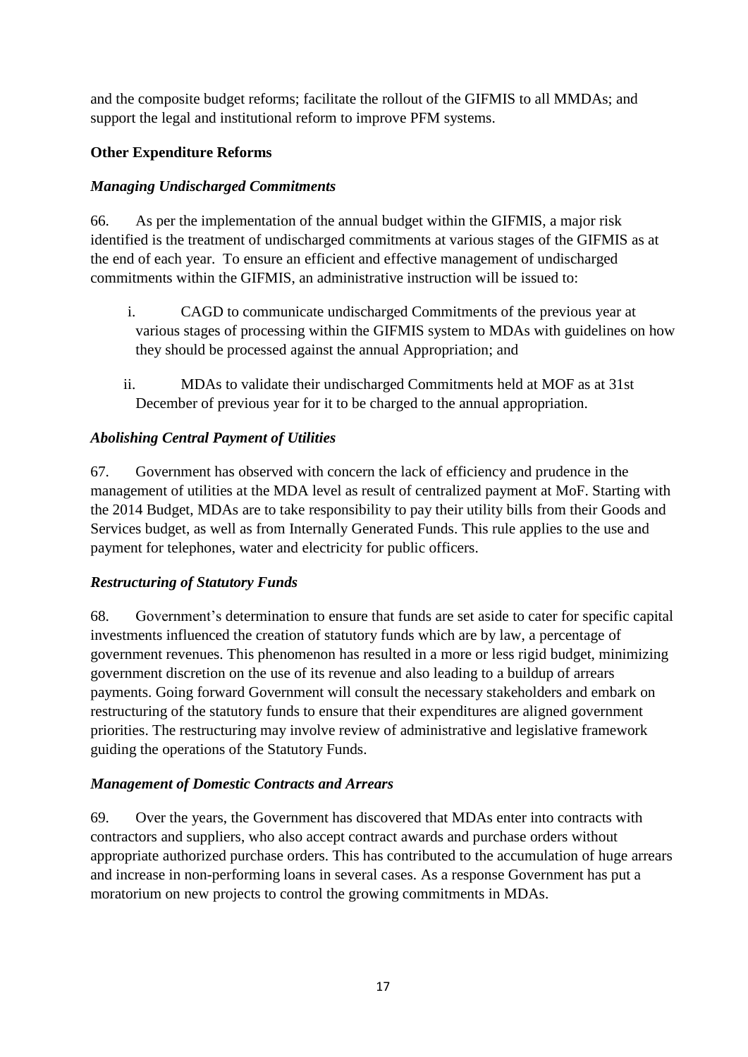and the composite budget reforms; facilitate the rollout of the GIFMIS to all MMDAs; and support the legal and institutional reform to improve PFM systems.

**Other Expenditure Reforms**

***Managing Undischarged Commitments***

66. As per the implementation of the annual budget within the GIFMIS, a major risk identified is the treatment of undischarged commitments at various stages of the GIFMIS as at the end of each year. To ensure an efficient and effective management of undischarged commitments within the GIFMIS, an administrative instruction will be issued to:

i. CAGD to communicate undischarged Commitments of the previous year at various stages of processing within the GIFMIS system to MDAs with guidelines on how they should be processed against the annual Appropriation; and

ii. MDAs to validate their undischarged Commitments held at MOF as at 31st December of previous year for it to be charged to the annual appropriation.

***Abolishing Central Payment of Utilities***

67. Government has observed with concern the lack of efficiency and prudence in the management of utilities at the MDA level as result of centralized payment at MoF. Starting with the 2014 Budget, MDAs are to take responsibility to pay their utility bills from their Goods and Services budget, as well as from Internally Generated Funds. This rule applies to the use and payment for telephones, water and electricity for public officers.

***Restructuring of Statutory Funds***

68. Government's determination to ensure that funds are set aside to cater for specific capital investments influenced the creation of statutory funds which are by law, a percentage of government revenues. This phenomenon has resulted in a more or less rigid budget, minimizing government discretion on the use of its revenue and also leading to a buildup of arrears payments. Going forward Government will consult the necessary stakeholders and embark on restructuring of the statutory funds to ensure that their expenditures are aligned government priorities. The restructuring may involve review of administrative and legislative framework guiding the operations of the Statutory Funds.

***Management of Domestic Contracts and Arrears***

69. Over the years, the Government has discovered that MDAs enter into contracts with contractors and suppliers, who also accept contract awards and purchase orders without appropriate authorized purchase orders. This has contributed to the accumulation of huge arrears and increase in non-performing loans in several cases. As a response Government has put a moratorium on new projects to control the growing commitments in MDAs.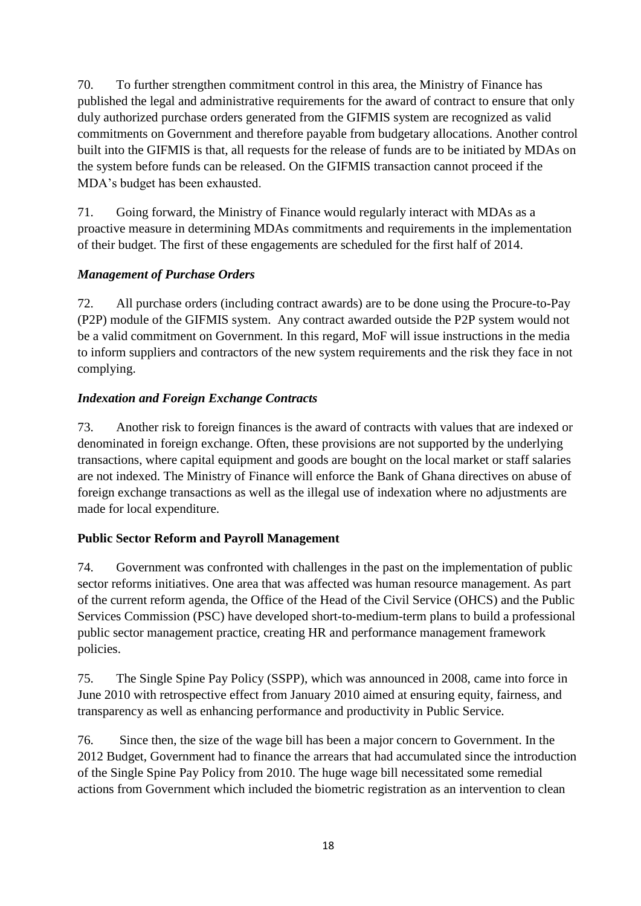70. To further strengthen commitment control in this area, the Ministry of Finance has published the legal and administrative requirements for the award of contract to ensure that only duly authorized purchase orders generated from the GIFMIS system are recognized as valid commitments on Government and therefore payable from budgetary allocations. Another control built into the GIFMIS is that, all requests for the release of funds are to be initiated by MDAs on the system before funds can be released. On the GIFMIS transaction cannot proceed if the MDA's budget has been exhausted.

71. Going forward, the Ministry of Finance would regularly interact with MDAs as a proactive measure in determining MDAs commitments and requirements in the implementation of their budget. The first of these engagements are scheduled for the first half of 2014.

***Management of Purchase Orders***

72. All purchase orders (including contract awards) are to be done using the Procure-to-Pay (P2P) module of the GIFMIS system. Any contract awarded outside the P2P system would not be a valid commitment on Government. In this regard, MoF will issue instructions in the media to inform suppliers and contractors of the new system requirements and the risk they face in not complying.

***Indexation and Foreign Exchange Contracts***

73. Another risk to foreign finances is the award of contracts with values that are indexed or denominated in foreign exchange. Often, these provisions are not supported by the underlying transactions, where capital equipment and goods are bought on the local market or staff salaries are not indexed. The Ministry of Finance will enforce the Bank of Ghana directives on abuse of foreign exchange transactions as well as the illegal use of indexation where no adjustments are made for local expenditure.

**Public Sector Reform and Payroll Management**

74. Government was confronted with challenges in the past on the implementation of public sector reforms initiatives. One area that was affected was human resource management. As part of the current reform agenda, the Office of the Head of the Civil Service (OHCS) and the Public Services Commission (PSC) have developed short-to-medium-term plans to build a professional public sector management practice, creating HR and performance management framework policies.

75. The Single Spine Pay Policy (SSPP), which was announced in 2008, came into force in June 2010 with retrospective effect from January 2010 aimed at ensuring equity, fairness, and transparency as well as enhancing performance and productivity in Public Service.

76. Since then, the size of the wage bill has been a major concern to Government. In the 2012 Budget, Government had to finance the arrears that had accumulated since the introduction of the Single Spine Pay Policy from 2010. The huge wage bill necessitated some remedial actions from Government which included the biometric registration as an intervention to clean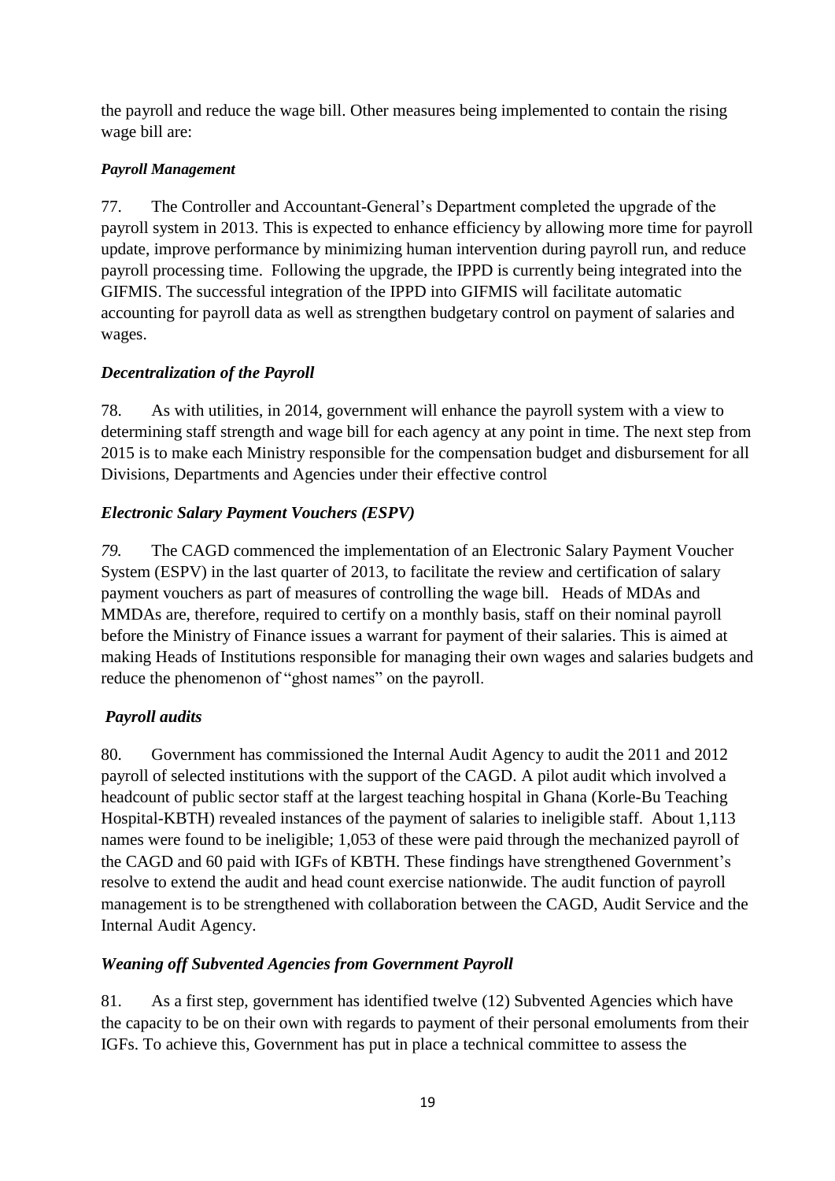the payroll and reduce the wage bill. Other measures being implemented to contain the rising wage bill are:

***Payroll Management***

77. The Controller and Accountant-General's Department completed the upgrade of the payroll system in 2013. This is expected to enhance efficiency by allowing more time for payroll update, improve performance by minimizing human intervention during payroll run, and reduce payroll processing time. Following the upgrade, the IPPD is currently being integrated into the GIFMIS. The successful integration of the IPPD into GIFMIS will facilitate automatic accounting for payroll data as well as strengthen budgetary control on payment of salaries and wages.

***Decentralization of the Payroll***

78. As with utilities, in 2014, government will enhance the payroll system with a view to determining staff strength and wage bill for each agency at any point in time. The next step from 2015 is to make each Ministry responsible for the compensation budget and disbursement for all Divisions, Departments and Agencies under their effective control

***Electronic Salary Payment Vouchers (ESPV)***

*79.* The CAGD commenced the implementation of an Electronic Salary Payment Voucher System (ESPV) in the last quarter of 2013, to facilitate the review and certification of salary payment vouchers as part of measures of controlling the wage bill. Heads of MDAs and MMDAs are, therefore, required to certify on a monthly basis, staff on their nominal payroll before the Ministry of Finance issues a warrant for payment of their salaries. This is aimed at making Heads of Institutions responsible for managing their own wages and salaries budgets and reduce the phenomenon of "ghost names" on the payroll.

***Payroll audits***

80. Government has commissioned the Internal Audit Agency to audit the 2011 and 2012 payroll of selected institutions with the support of the CAGD. A pilot audit which involved a headcount of public sector staff at the largest teaching hospital in Ghana (Korle-Bu Teaching Hospital-KBTH) revealed instances of the payment of salaries to ineligible staff. About 1,113 names were found to be ineligible; 1,053 of these were paid through the mechanized payroll of the CAGD and 60 paid with IGFs of KBTH. These findings have strengthened Government's resolve to extend the audit and head count exercise nationwide. The audit function of payroll management is to be strengthened with collaboration between the CAGD, Audit Service and the Internal Audit Agency.

***Weaning off Subvented Agencies from Government Payroll***

81. As a first step, government has identified twelve (12) Subvented Agencies which have the capacity to be on their own with regards to payment of their personal emoluments from their IGFs. To achieve this, Government has put in place a technical committee to assess the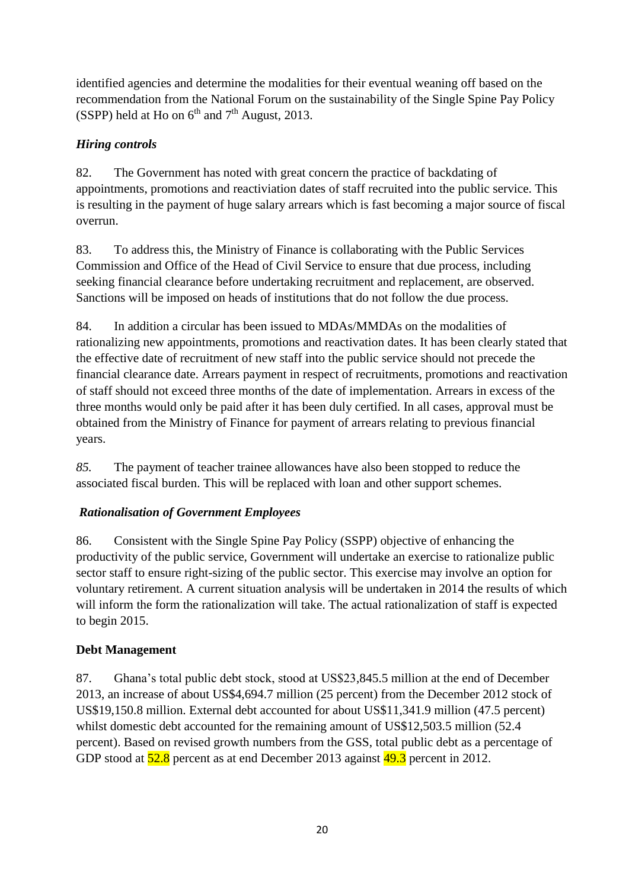identified agencies and determine the modalities for their eventual weaning off based on the recommendation from the National Forum on the sustainability of the Single Spine Pay Policy (SSPP) held at Ho on 6th and 7th August, 2013.

### *Hiring controls*

82. The Government has noted with great concern the practice of backdating of appointments, promotions and reactiviation dates of staff recruited into the public service. This is resulting in the payment of huge salary arrears which is fast becoming a major source of fiscal overrun.

83. To address this, the Ministry of Finance is collaborating with the Public Services Commission and Office of the Head of Civil Service to ensure that due process, including seeking financial clearance before undertaking recruitment and replacement, are observed. Sanctions will be imposed on heads of institutions that do not follow the due process.

84. In addition a circular has been issued to MDAs/MMDAs on the modalities of rationalizing new appointments, promotions and reactivation dates. It has been clearly stated that the effective date of recruitment of new staff into the public service should not precede the financial clearance date. Arrears payment in respect of recruitments, promotions and reactivation of staff should not exceed three months of the date of implementation. Arrears in excess of the three months would only be paid after it has been duly certified. In all cases, approval must be obtained from the Ministry of Finance for payment of arrears relating to previous financial years.

*85.* The payment of teacher trainee allowances have also been stopped to reduce the associated fiscal burden. This will be replaced with loan and other support schemes.

### *Rationalisation of Government Employees*

86. Consistent with the Single Spine Pay Policy (SSPP) objective of enhancing the productivity of the public service, Government will undertake an exercise to rationalize public sector staff to ensure right-sizing of the public sector. This exercise may involve an option for voluntary retirement. A current situation analysis will be undertaken in 2014 the results of which will inform the form the rationalization will take. The actual rationalization of staff is expected to begin 2015.

### **Debt Management**

87. Ghana's total public debt stock, stood at US$23,845.5 million at the end of December 2013, an increase of about US$4,694.7 million (25 percent) from the December 2012 stock of US$19,150.8 million. External debt accounted for about US$11,341.9 million (47.5 percent) whilst domestic debt accounted for the remaining amount of US$12,503.5 million (52.4 percent). Based on revised growth numbers from the GSS, total public debt as a percentage of GDP stood at 52.8 percent as at end December 2013 against 49.3 percent in 2012.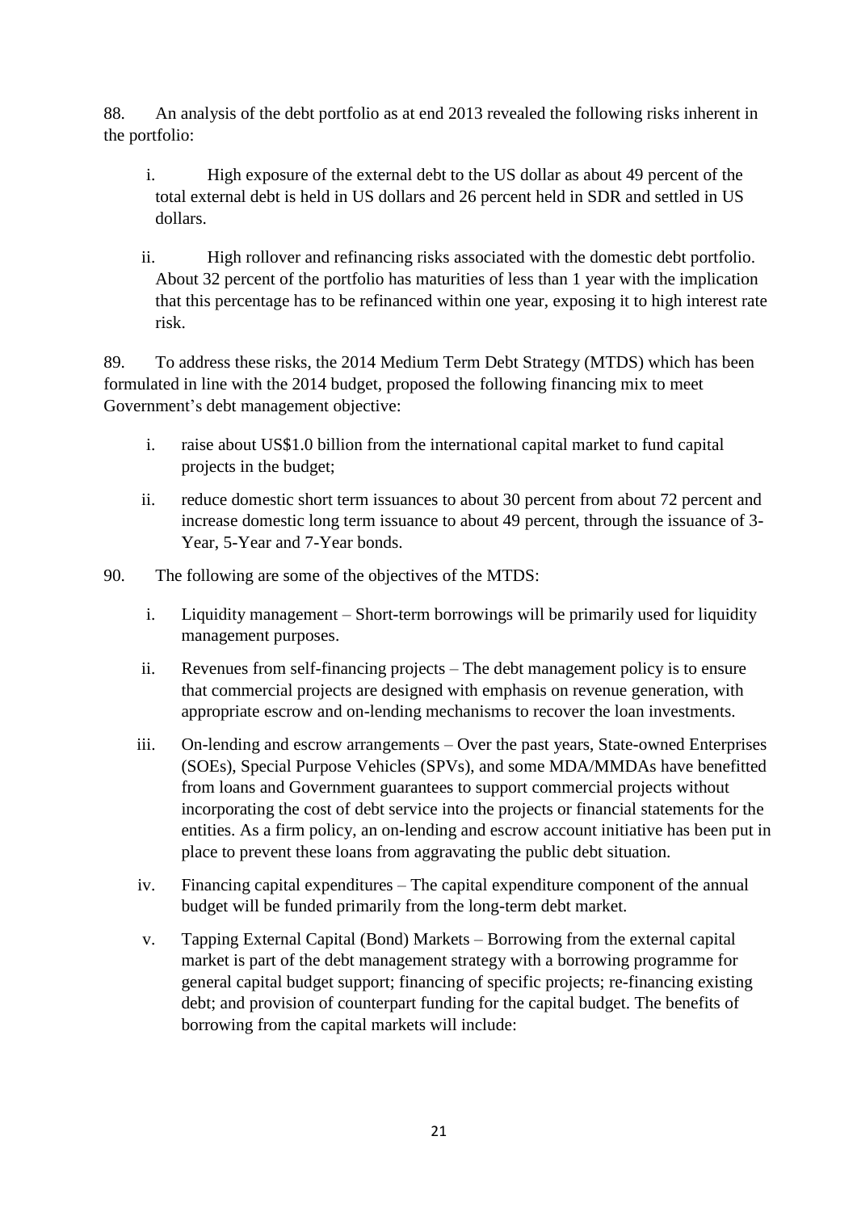88. An analysis of the debt portfolio as at end 2013 revealed the following risks inherent in the portfolio:

i. High exposure of the external debt to the US dollar as about 49 percent of the total external debt is held in US dollars and 26 percent held in SDR and settled in US dollars.

ii. High rollover and refinancing risks associated with the domestic debt portfolio. About 32 percent of the portfolio has maturities of less than 1 year with the implication that this percentage has to be refinanced within one year, exposing it to high interest rate risk.

89. To address these risks, the 2014 Medium Term Debt Strategy (MTDS) which has been formulated in line with the 2014 budget, proposed the following financing mix to meet Government's debt management objective:

i. raise about US$1.0 billion from the international capital market to fund capital projects in the budget;

ii. reduce domestic short term issuances to about 30 percent from about 72 percent and increase domestic long term issuance to about 49 percent, through the issuance of 3-Year, 5-Year and 7-Year bonds.

90. The following are some of the objectives of the MTDS:

i. Liquidity management – Short-term borrowings will be primarily used for liquidity management purposes.

ii. Revenues from self-financing projects – The debt management policy is to ensure that commercial projects are designed with emphasis on revenue generation, with appropriate escrow and on-lending mechanisms to recover the loan investments.

iii. On-lending and escrow arrangements – Over the past years, State-owned Enterprises (SOEs), Special Purpose Vehicles (SPVs), and some MDA/MMDAs have benefitted from loans and Government guarantees to support commercial projects without incorporating the cost of debt service into the projects or financial statements for the entities. As a firm policy, an on-lending and escrow account initiative has been put in place to prevent these loans from aggravating the public debt situation.

iv. Financing capital expenditures – The capital expenditure component of the annual budget will be funded primarily from the long-term debt market.

v. Tapping External Capital (Bond) Markets – Borrowing from the external capital market is part of the debt management strategy with a borrowing programme for general capital budget support; financing of specific projects; re-financing existing debt; and provision of counterpart funding for the capital budget. The benefits of borrowing from the capital markets will include: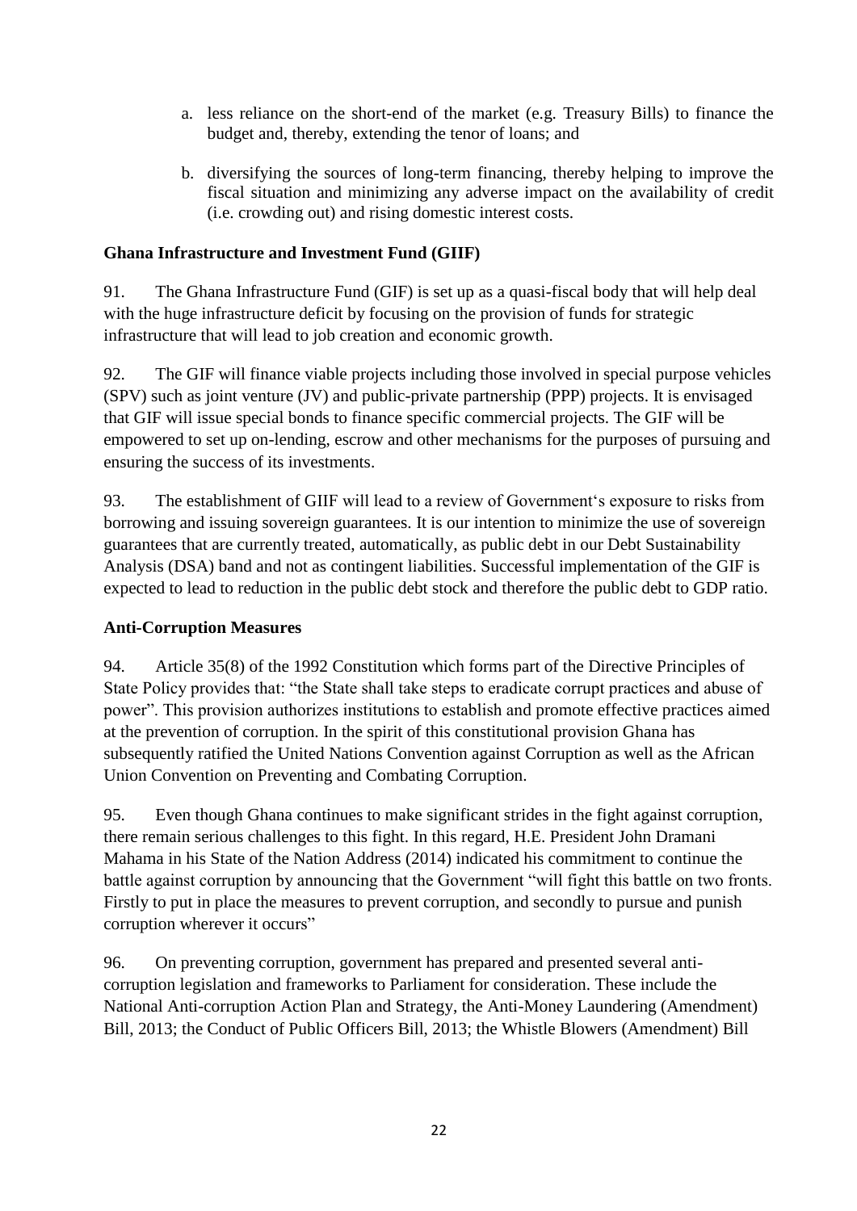a. less reliance on the short-end of the market (e.g. Treasury Bills) to finance the budget and, thereby, extending the tenor of loans; and

b. diversifying the sources of long-term financing, thereby helping to improve the fiscal situation and minimizing any adverse impact on the availability of credit (i.e. crowding out) and rising domestic interest costs.

**Ghana Infrastructure and Investment Fund (GIIF)**

91. The Ghana Infrastructure Fund (GIF) is set up as a quasi-fiscal body that will help deal with the huge infrastructure deficit by focusing on the provision of funds for strategic infrastructure that will lead to job creation and economic growth.

92. The GIF will finance viable projects including those involved in special purpose vehicles (SPV) such as joint venture (JV) and public-private partnership (PPP) projects. It is envisaged that GIF will issue special bonds to finance specific commercial projects. The GIF will be empowered to set up on-lending, escrow and other mechanisms for the purposes of pursuing and ensuring the success of its investments.

93. The establishment of GIIF will lead to a review of Government‘s exposure to risks from borrowing and issuing sovereign guarantees. It is our intention to minimize the use of sovereign guarantees that are currently treated, automatically, as public debt in our Debt Sustainability Analysis (DSA) band and not as contingent liabilities. Successful implementation of the GIF is expected to lead to reduction in the public debt stock and therefore the public debt to GDP ratio.

**Anti-Corruption Measures**

94. Article 35(8) of the 1992 Constitution which forms part of the Directive Principles of State Policy provides that: "the State shall take steps to eradicate corrupt practices and abuse of power". This provision authorizes institutions to establish and promote effective practices aimed at the prevention of corruption. In the spirit of this constitutional provision Ghana has subsequently ratified the United Nations Convention against Corruption as well as the African Union Convention on Preventing and Combating Corruption.

95. Even though Ghana continues to make significant strides in the fight against corruption, there remain serious challenges to this fight. In this regard, H.E. President John Dramani Mahama in his State of the Nation Address (2014) indicated his commitment to continue the battle against corruption by announcing that the Government "will fight this battle on two fronts. Firstly to put in place the measures to prevent corruption, and secondly to pursue and punish corruption wherever it occurs"

96. On preventing corruption, government has prepared and presented several anti-corruption legislation and frameworks to Parliament for consideration. These include the National Anti-corruption Action Plan and Strategy, the Anti-Money Laundering (Amendment) Bill, 2013; the Conduct of Public Officers Bill, 2013; the Whistle Blowers (Amendment) Bill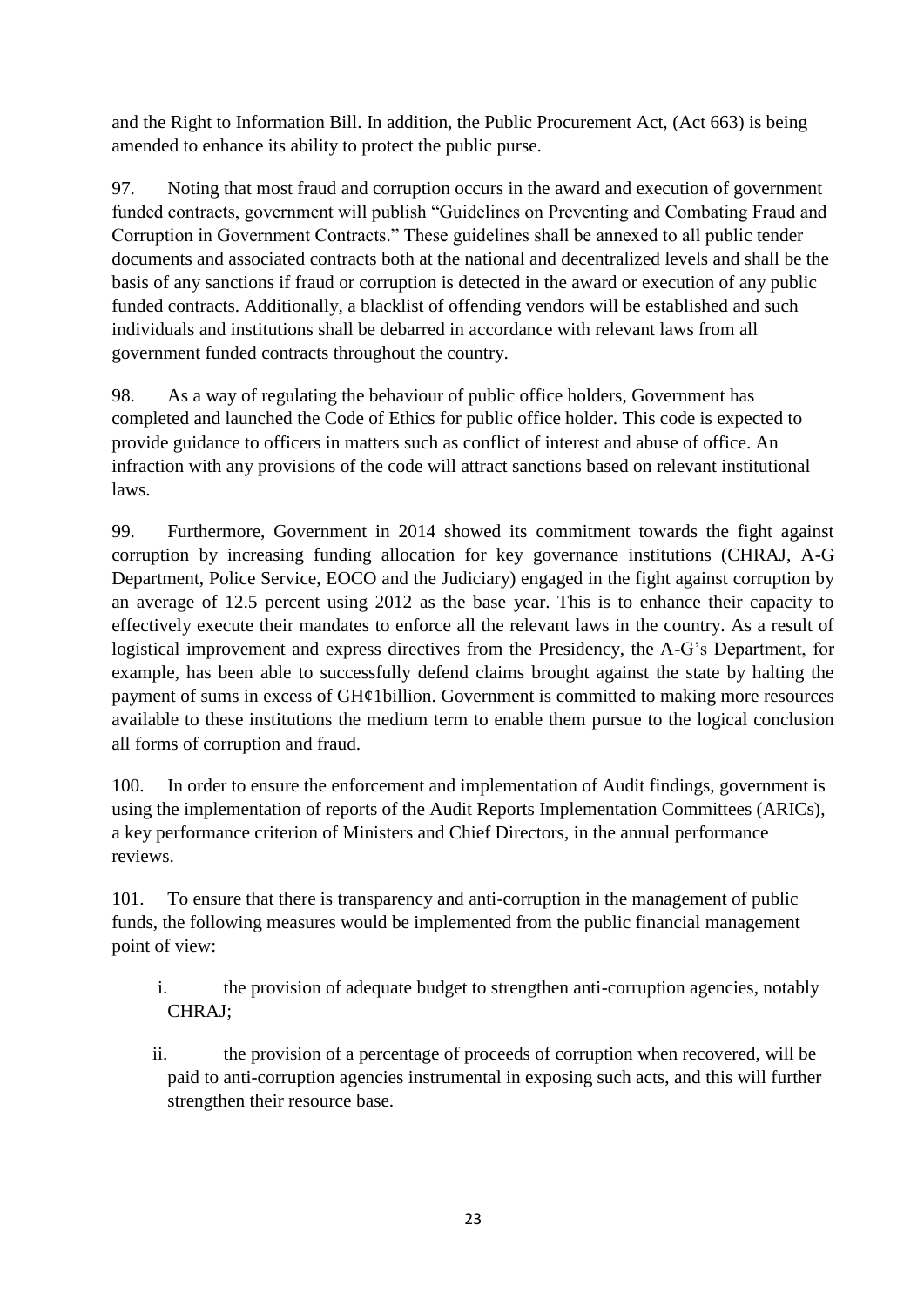and the Right to Information Bill. In addition, the Public Procurement Act, (Act 663) is being amended to enhance its ability to protect the public purse.

97. Noting that most fraud and corruption occurs in the award and execution of government funded contracts, government will publish "Guidelines on Preventing and Combating Fraud and Corruption in Government Contracts." These guidelines shall be annexed to all public tender documents and associated contracts both at the national and decentralized levels and shall be the basis of any sanctions if fraud or corruption is detected in the award or execution of any public funded contracts. Additionally, a blacklist of offending vendors will be established and such individuals and institutions shall be debarred in accordance with relevant laws from all government funded contracts throughout the country.

98. As a way of regulating the behaviour of public office holders, Government has completed and launched the Code of Ethics for public office holder. This code is expected to provide guidance to officers in matters such as conflict of interest and abuse of office. An infraction with any provisions of the code will attract sanctions based on relevant institutional laws.

99. Furthermore, Government in 2014 showed its commitment towards the fight against corruption by increasing funding allocation for key governance institutions (CHRAJ, A-G Department, Police Service, EOCO and the Judiciary) engaged in the fight against corruption by an average of 12.5 percent using 2012 as the base year. This is to enhance their capacity to effectively execute their mandates to enforce all the relevant laws in the country. As a result of logistical improvement and express directives from the Presidency, the A-G's Department, for example, has been able to successfully defend claims brought against the state by halting the payment of sums in excess of GH¢1billion. Government is committed to making more resources available to these institutions the medium term to enable them pursue to the logical conclusion all forms of corruption and fraud.

100. In order to ensure the enforcement and implementation of Audit findings, government is using the implementation of reports of the Audit Reports Implementation Committees (ARICs), a key performance criterion of Ministers and Chief Directors, in the annual performance reviews.

101. To ensure that there is transparency and anti-corruption in the management of public funds, the following measures would be implemented from the public financial management point of view:

i. the provision of adequate budget to strengthen anti-corruption agencies, notably CHRAJ;

ii. the provision of a percentage of proceeds of corruption when recovered, will be paid to anti-corruption agencies instrumental in exposing such acts, and this will further strengthen their resource base.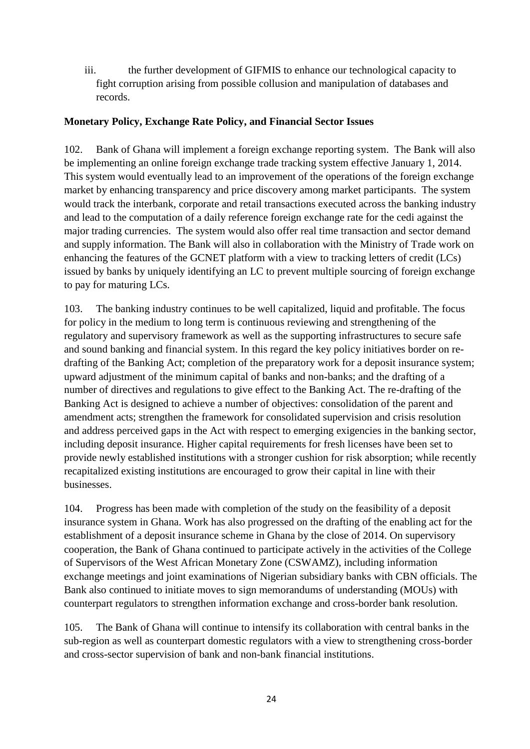iii. the further development of GIFMIS to enhance our technological capacity to fight corruption arising from possible collusion and manipulation of databases and records.

**Monetary Policy, Exchange Rate Policy, and Financial Sector Issues**

102. Bank of Ghana will implement a foreign exchange reporting system. The Bank will also be implementing an online foreign exchange trade tracking system effective January 1, 2014. This system would eventually lead to an improvement of the operations of the foreign exchange market by enhancing transparency and price discovery among market participants. The system would track the interbank, corporate and retail transactions executed across the banking industry and lead to the computation of a daily reference foreign exchange rate for the cedi against the major trading currencies. The system would also offer real time transaction and sector demand and supply information. The Bank will also in collaboration with the Ministry of Trade work on enhancing the features of the GCNET platform with a view to tracking letters of credit (LCs) issued by banks by uniquely identifying an LC to prevent multiple sourcing of foreign exchange to pay for maturing LCs.

103. The banking industry continues to be well capitalized, liquid and profitable. The focus for policy in the medium to long term is continuous reviewing and strengthening of the regulatory and supervisory framework as well as the supporting infrastructures to secure safe and sound banking and financial system. In this regard the key policy initiatives border on re-drafting of the Banking Act; completion of the preparatory work for a deposit insurance system; upward adjustment of the minimum capital of banks and non-banks; and the drafting of a number of directives and regulations to give effect to the Banking Act. The re-drafting of the Banking Act is designed to achieve a number of objectives: consolidation of the parent and amendment acts; strengthen the framework for consolidated supervision and crisis resolution and address perceived gaps in the Act with respect to emerging exigencies in the banking sector, including deposit insurance. Higher capital requirements for fresh licenses have been set to provide newly established institutions with a stronger cushion for risk absorption; while recently recapitalized existing institutions are encouraged to grow their capital in line with their businesses.

104. Progress has been made with completion of the study on the feasibility of a deposit insurance system in Ghana. Work has also progressed on the drafting of the enabling act for the establishment of a deposit insurance scheme in Ghana by the close of 2014. On supervisory cooperation, the Bank of Ghana continued to participate actively in the activities of the College of Supervisors of the West African Monetary Zone (CSWAMZ), including information exchange meetings and joint examinations of Nigerian subsidiary banks with CBN officials. The Bank also continued to initiate moves to sign memorandums of understanding (MOUs) with counterpart regulators to strengthen information exchange and cross-border bank resolution.

105. The Bank of Ghana will continue to intensify its collaboration with central banks in the sub-region as well as counterpart domestic regulators with a view to strengthening cross-border and cross-sector supervision of bank and non-bank financial institutions.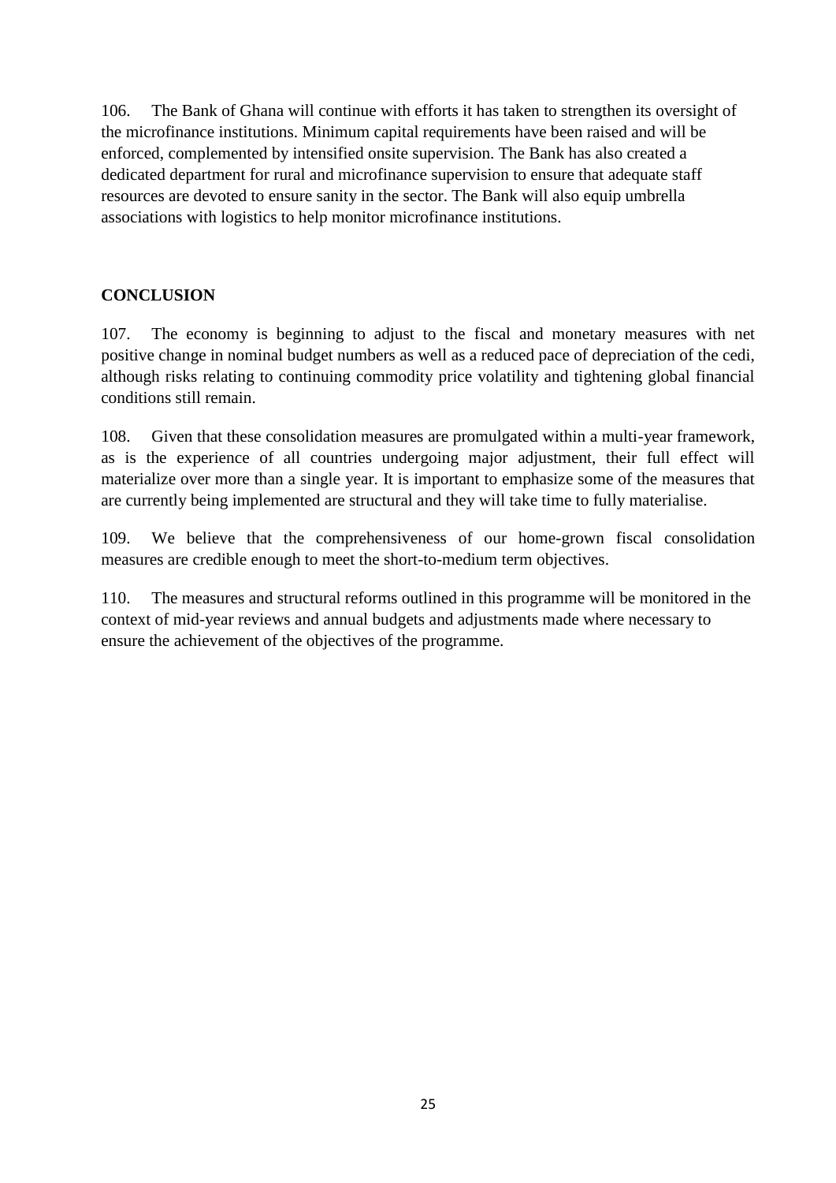106. The Bank of Ghana will continue with efforts it has taken to strengthen its oversight of the microfinance institutions. Minimum capital requirements have been raised and will be enforced, complemented by intensified onsite supervision. The Bank has also created a dedicated department for rural and microfinance supervision to ensure that adequate staff resources are devoted to ensure sanity in the sector. The Bank will also equip umbrella associations with logistics to help monitor microfinance institutions.

## CONCLUSION

107. The economy is beginning to adjust to the fiscal and monetary measures with net positive change in nominal budget numbers as well as a reduced pace of depreciation of the cedi, although risks relating to continuing commodity price volatility and tightening global financial conditions still remain.

108. Given that these consolidation measures are promulgated within a multi-year framework, as is the experience of all countries undergoing major adjustment, their full effect will materialize over more than a single year. It is important to emphasize some of the measures that are currently being implemented are structural and they will take time to fully materialise.

109. We believe that the comprehensiveness of our home-grown fiscal consolidation measures are credible enough to meet the short-to-medium term objectives.

110. The measures and structural reforms outlined in this programme will be monitored in the context of mid-year reviews and annual budgets and adjustments made where necessary to ensure the achievement of the objectives of the programme.